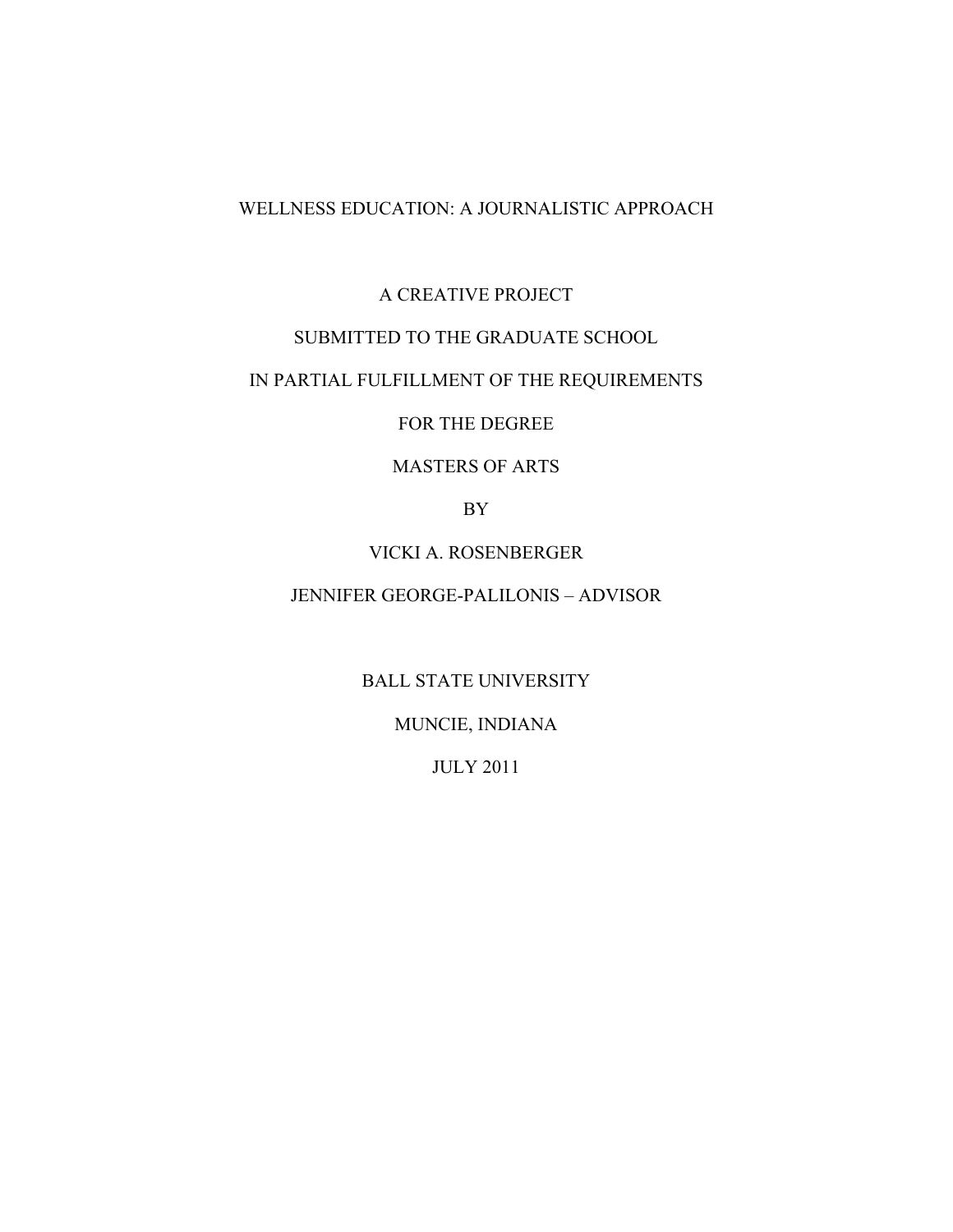# WELLNESS EDUCATION: A JOURNALISTIC APPROACH

A CREATIVE PROJECT

SUBMITTED TO THE GRADUATE SCHOOL

IN PARTIAL FULFILLMENT OF THE REQUIREMENTS

FOR THE DEGREE

MASTERS OF ARTS

BY

VICKI A. ROSENBERGER

JENNIFER GEORGE-PALILONIS – ADVISOR

BALL STATE UNIVERSITY

MUNCIE, INDIANA

JULY 2011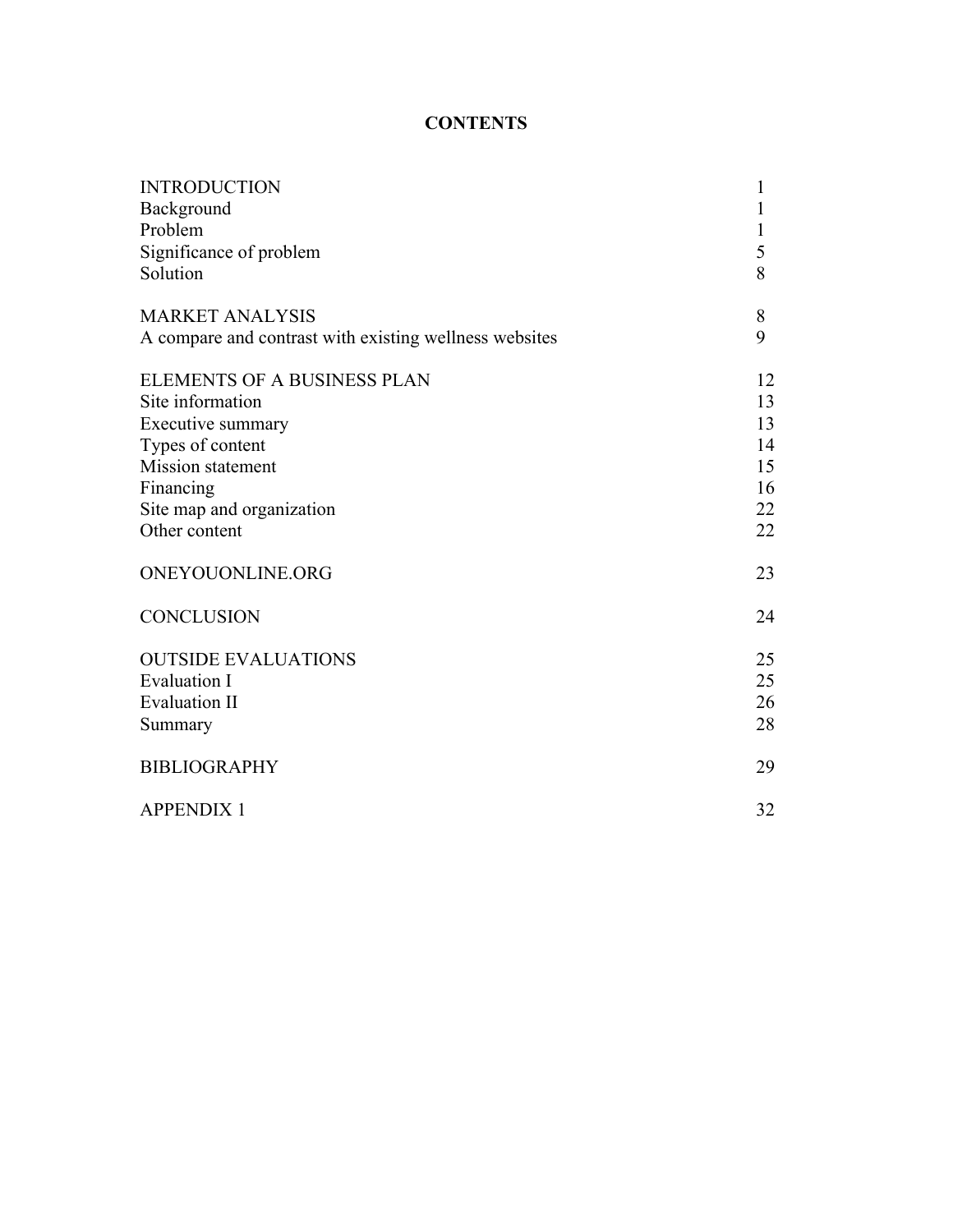# CONTENTS

| | |
|---|---|
| INTRODUCTION | 1 |
| Background | 1 |
| Problem | 1 |
| Significance of problem | 5 |
| Solution | 8 |
| | |
| MARKET ANALYSIS | 8 |
| A compare and contrast with existing wellness websites | 9 |
| | |
| ELEMENTS OF A BUSINESS PLAN | 12 |
| Site information | 13 |
| Executive summary | 13 |
| Types of content | 14 |
| Mission statement | 15 |
| Financing | 16 |
| Site map and organization | 22 |
| Other content | 22 |
| | |
| ONEYOUONLINE.ORG | 23 |
| | |
| CONCLUSION | 24 |
| | |
| OUTSIDE EVALUATIONS | 25 |
| Evaluation I | 25 |
| Evaluation II | 26 |
| Summary | 28 |
| | |
| BIBLIOGRAPHY | 29 |
| | |
| APPENDIX 1 | 32 |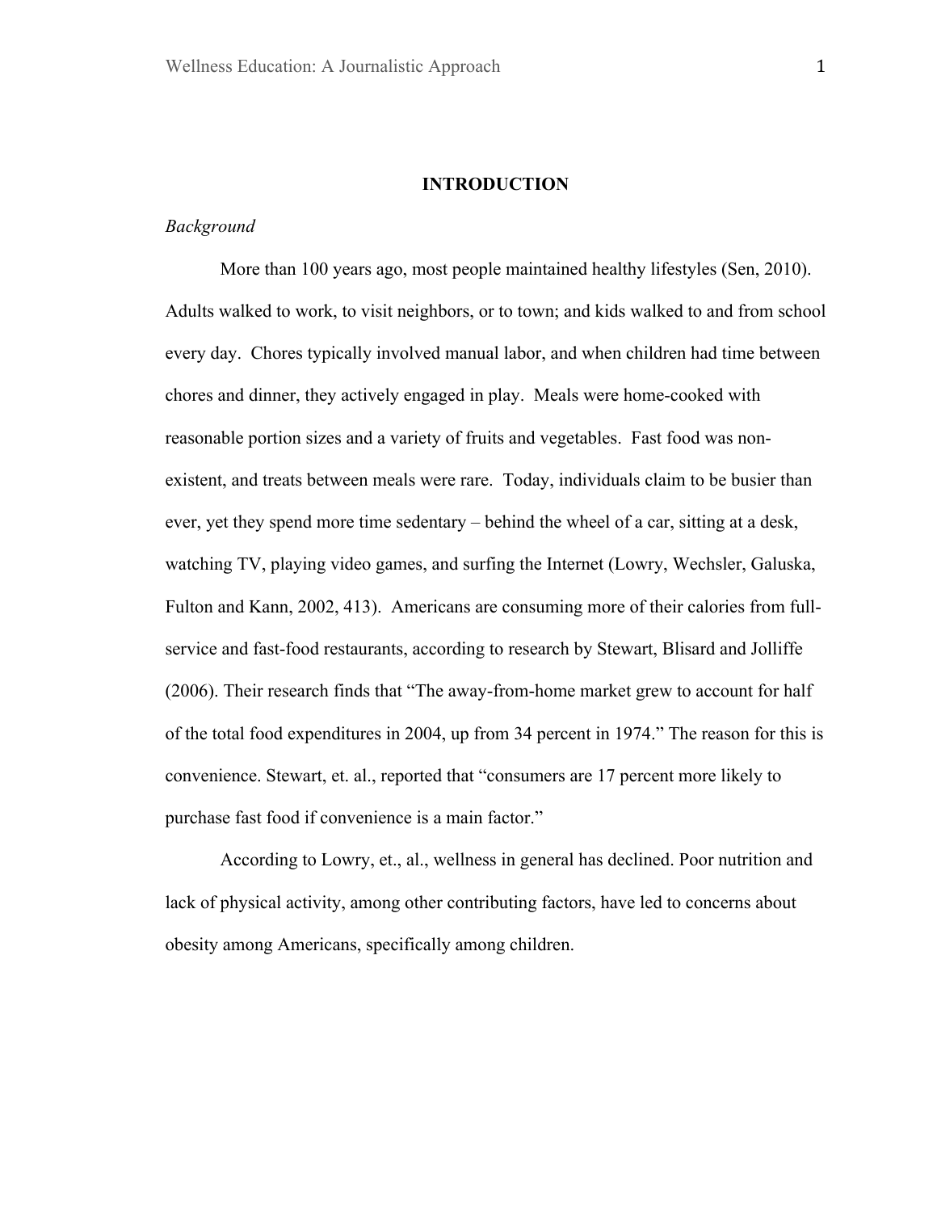# INTRODUCTION

*Background*

More than 100 years ago, most people maintained healthy lifestyles (Sen, 2010). Adults walked to work, to visit neighbors, or to town; and kids walked to and from school every day. Chores typically involved manual labor, and when children had time between chores and dinner, they actively engaged in play. Meals were home-cooked with reasonable portion sizes and a variety of fruits and vegetables. Fast food was non-existent, and treats between meals were rare. Today, individuals claim to be busier than ever, yet they spend more time sedentary – behind the wheel of a car, sitting at a desk, watching TV, playing video games, and surfing the Internet (Lowry, Wechsler, Galuska, Fulton and Kann, 2002, 413). Americans are consuming more of their calories from full-service and fast-food restaurants, according to research by Stewart, Blisard and Jolliffe (2006). Their research finds that "The away-from-home market grew to account for half of the total food expenditures in 2004, up from 34 percent in 1974." The reason for this is convenience. Stewart, et. al., reported that "consumers are 17 percent more likely to purchase fast food if convenience is a main factor."

According to Lowry, et., al., wellness in general has declined. Poor nutrition and lack of physical activity, among other contributing factors, have led to concerns about obesity among Americans, specifically among children.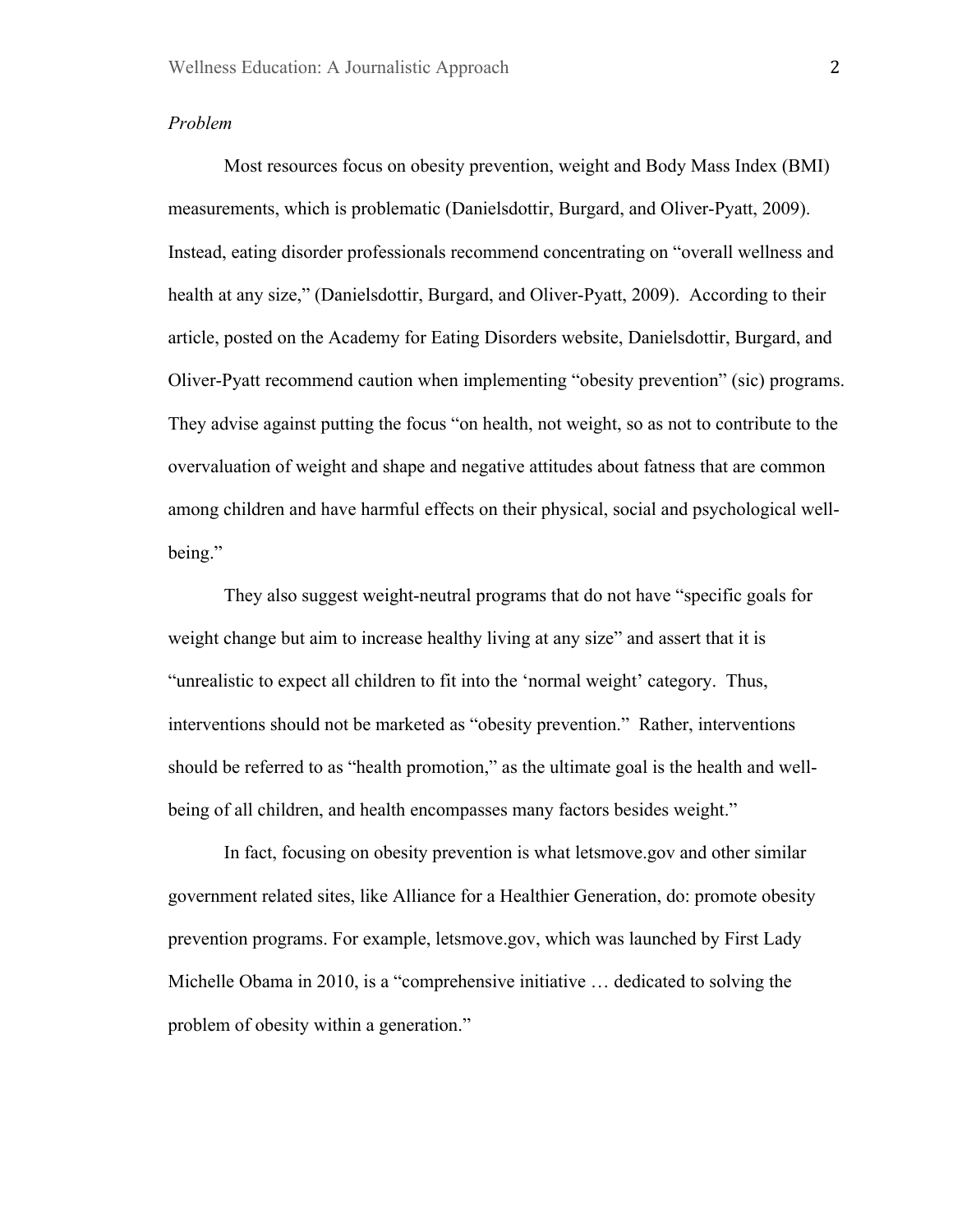*Problem*

Most resources focus on obesity prevention, weight and Body Mass Index (BMI) measurements, which is problematic (Danielsdottir, Burgard, and Oliver-Pyatt, 2009). Instead, eating disorder professionals recommend concentrating on "overall wellness and health at any size," (Danielsdottir, Burgard, and Oliver-Pyatt, 2009). According to their article, posted on the Academy for Eating Disorders website, Danielsdottir, Burgard, and Oliver-Pyatt recommend caution when implementing "obesity prevention" (sic) programs. They advise against putting the focus "on health, not weight, so as not to contribute to the overvaluation of weight and shape and negative attitudes about fatness that are common among children and have harmful effects on their physical, social and psychological well-being."

They also suggest weight-neutral programs that do not have "specific goals for weight change but aim to increase healthy living at any size" and assert that it is "unrealistic to expect all children to fit into the 'normal weight' category. Thus, interventions should not be marketed as "obesity prevention." Rather, interventions should be referred to as "health promotion," as the ultimate goal is the health and well-being of all children, and health encompasses many factors besides weight."

In fact, focusing on obesity prevention is what letsmove.gov and other similar government related sites, like Alliance for a Healthier Generation, do: promote obesity prevention programs. For example, letsmove.gov, which was launched by First Lady Michelle Obama in 2010, is a "comprehensive initiative … dedicated to solving the problem of obesity within a generation."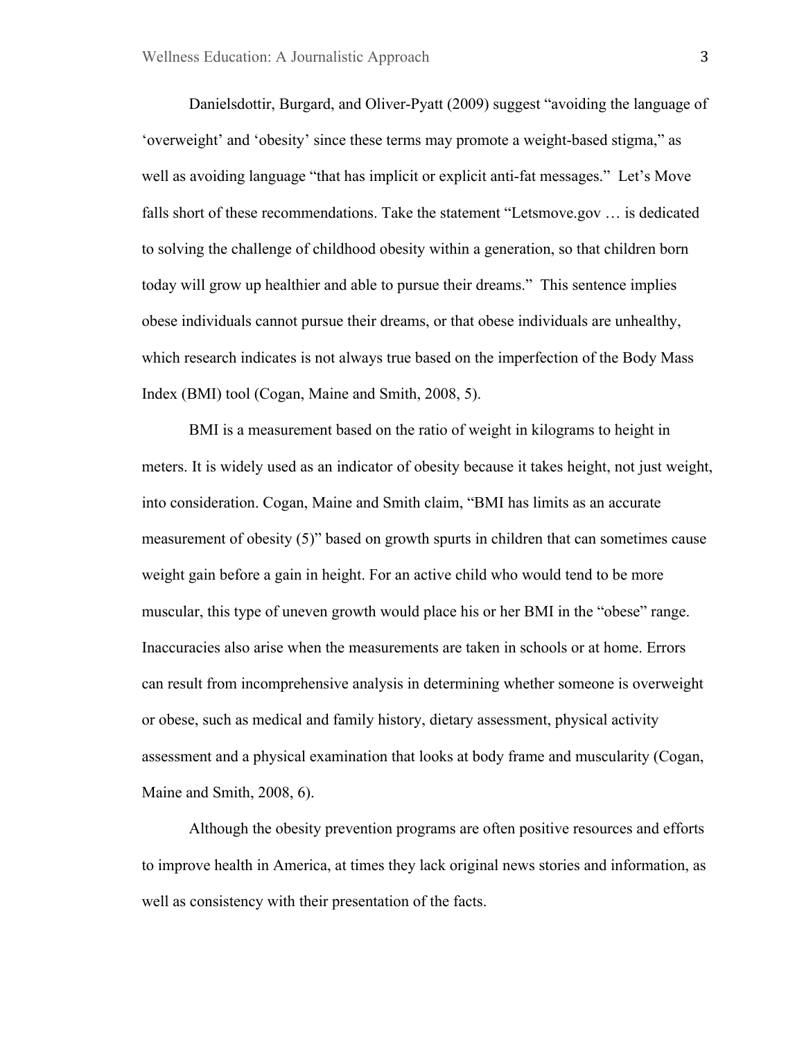Danielsdottir, Burgard, and Oliver-Pyatt (2009) suggest "avoiding the language of 'overweight' and 'obesity' since these terms may promote a weight-based stigma," as well as avoiding language "that has implicit or explicit anti-fat messages." Let's Move falls short of these recommendations. Take the statement "Letsmove.gov … is dedicated to solving the challenge of childhood obesity within a generation, so that children born today will grow up healthier and able to pursue their dreams." This sentence implies obese individuals cannot pursue their dreams, or that obese individuals are unhealthy, which research indicates is not always true based on the imperfection of the Body Mass Index (BMI) tool (Cogan, Maine and Smith, 2008, 5).

BMI is a measurement based on the ratio of weight in kilograms to height in meters. It is widely used as an indicator of obesity because it takes height, not just weight, into consideration. Cogan, Maine and Smith claim, "BMI has limits as an accurate measurement of obesity (5)" based on growth spurts in children that can sometimes cause weight gain before a gain in height. For an active child who would tend to be more muscular, this type of uneven growth would place his or her BMI in the "obese" range. Inaccuracies also arise when the measurements are taken in schools or at home. Errors can result from incomprehensive analysis in determining whether someone is overweight or obese, such as medical and family history, dietary assessment, physical activity assessment and a physical examination that looks at body frame and muscularity (Cogan, Maine and Smith, 2008, 6).

Although the obesity prevention programs are often positive resources and efforts to improve health in America, at times they lack original news stories and information, as well as consistency with their presentation of the facts.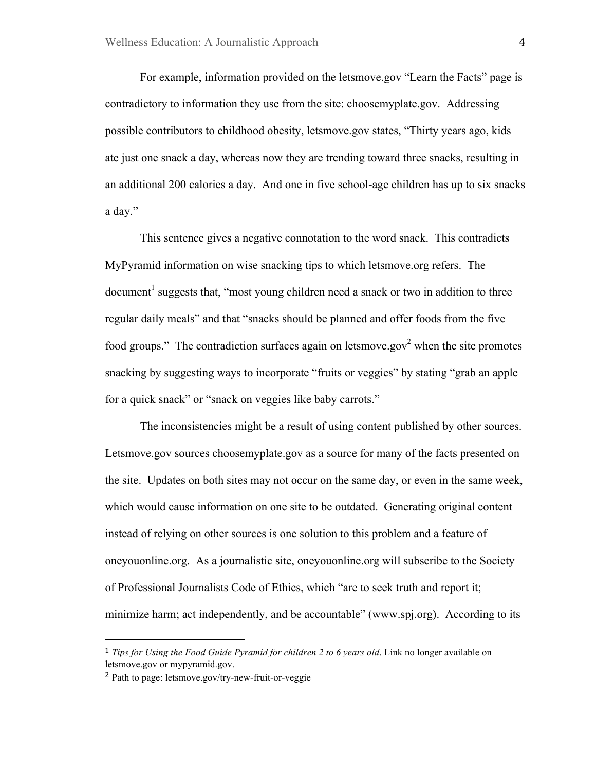For example, information provided on the letsmove.gov “Learn the Facts” page is contradictory to information they use from the site: choosemyplate.gov. Addressing possible contributors to childhood obesity, letsmove.gov states, “Thirty years ago, kids ate just one snack a day, whereas now they are trending toward three snacks, resulting in an additional 200 calories a day. And one in five school-age children has up to six snacks a day.”

This sentence gives a negative connotation to the word snack. This contradicts MyPyramid information on wise snacking tips to which letsmove.org refers. The document[1] suggests that, “most young children need a snack or two in addition to three regular daily meals” and that “snacks should be planned and offer foods from the five food groups.” The contradiction surfaces again on letsmove.gov[2] when the site promotes snacking by suggesting ways to incorporate “fruits or veggies” by stating “grab an apple for a quick snack” or “snack on veggies like baby carrots.”

The inconsistencies might be a result of using content published by other sources. Letsmove.gov sources choosemyplate.gov as a source for many of the facts presented on the site. Updates on both sites may not occur on the same day, or even in the same week, which would cause information on one site to be outdated. Generating original content instead of relying on other sources is one solution to this problem and a feature of oneyouonline.org. As a journalistic site, oneyouonline.org will subscribe to the Society of Professional Journalists Code of Ethics, which “are to seek truth and report it; minimize harm; act independently, and be accountable” (www.spj.org). According to its

---

[1] *Tips for Using the Food Guide Pyramid for children 2 to 6 years old*. Link no longer available on letsmove.gov or mypyramid.gov.

[2] Path to page: letsmove.gov/try-new-fruit-or-veggie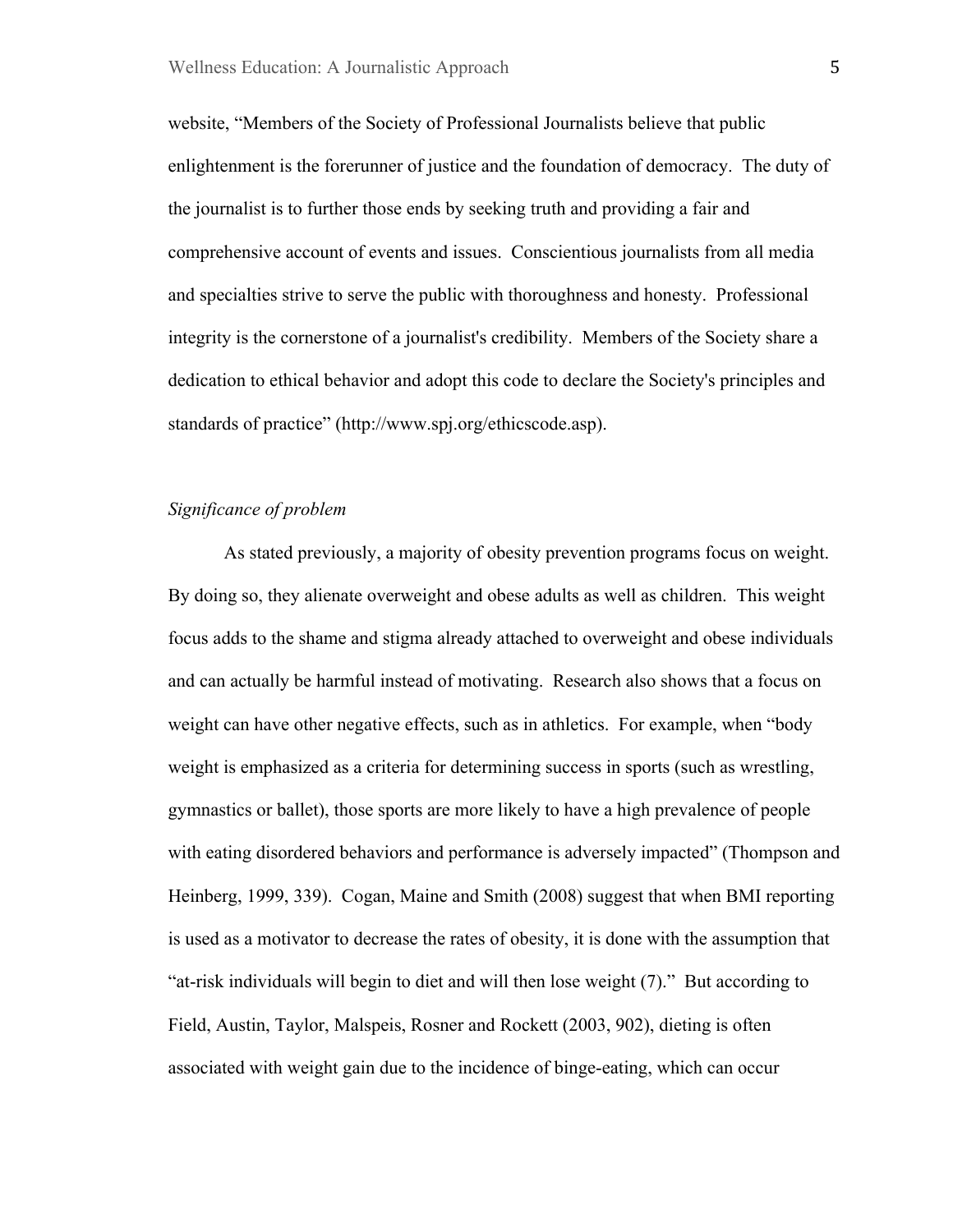website, “Members of the Society of Professional Journalists believe that public enlightenment is the forerunner of justice and the foundation of democracy. The duty of the journalist is to further those ends by seeking truth and providing a fair and comprehensive account of events and issues. Conscientious journalists from all media and specialties strive to serve the public with thoroughness and honesty. Professional integrity is the cornerstone of a journalist's credibility. Members of the Society share a dedication to ethical behavior and adopt this code to declare the Society's principles and standards of practice” (http://www.spj.org/ethicscode.asp).

*Significance of problem*

As stated previously, a majority of obesity prevention programs focus on weight. By doing so, they alienate overweight and obese adults as well as children. This weight focus adds to the shame and stigma already attached to overweight and obese individuals and can actually be harmful instead of motivating. Research also shows that a focus on weight can have other negative effects, such as in athletics. For example, when “body weight is emphasized as a criteria for determining success in sports (such as wrestling, gymnastics or ballet), those sports are more likely to have a high prevalence of people with eating disordered behaviors and performance is adversely impacted” (Thompson and Heinberg, 1999, 339). Cogan, Maine and Smith (2008) suggest that when BMI reporting is used as a motivator to decrease the rates of obesity, it is done with the assumption that “at-risk individuals will begin to diet and will then lose weight (7).” But according to Field, Austin, Taylor, Malspeis, Rosner and Rockett (2003, 902), dieting is often associated with weight gain due to the incidence of binge-eating, which can occur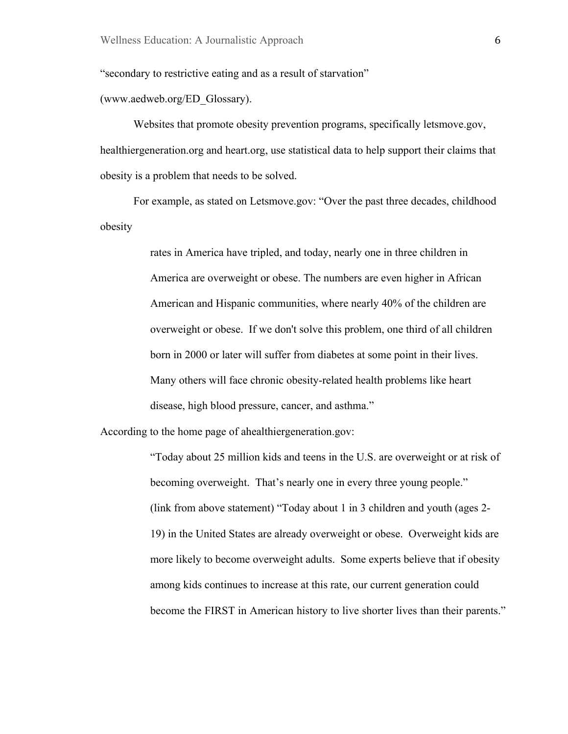"secondary to restrictive eating and as a result of starvation" (www.aedweb.org/ED_Glossary).

Websites that promote obesity prevention programs, specifically letsmove.gov, healthiergeneration.org and heart.org, use statistical data to help support their claims that obesity is a problem that needs to be solved.

For example, as stated on Letsmove.gov: "Over the past three decades, childhood obesity

> rates in America have tripled, and today, nearly one in three children in America are overweight or obese. The numbers are even higher in African American and Hispanic communities, where nearly 40% of the children are overweight or obese. If we don't solve this problem, one third of all children born in 2000 or later will suffer from diabetes at some point in their lives. Many others will face chronic obesity-related health problems like heart disease, high blood pressure, cancer, and asthma."

According to the home page of ahealthiergeneration.gov:

> "Today about 25 million kids and teens in the U.S. are overweight or at risk of becoming overweight. That's nearly one in every three young people."
> (link from above statement) "Today about 1 in 3 children and youth (ages 2-19) in the United States are already overweight or obese. Overweight kids are more likely to become overweight adults. Some experts believe that if obesity among kids continues to increase at this rate, our current generation could become the FIRST in American history to live shorter lives than their parents."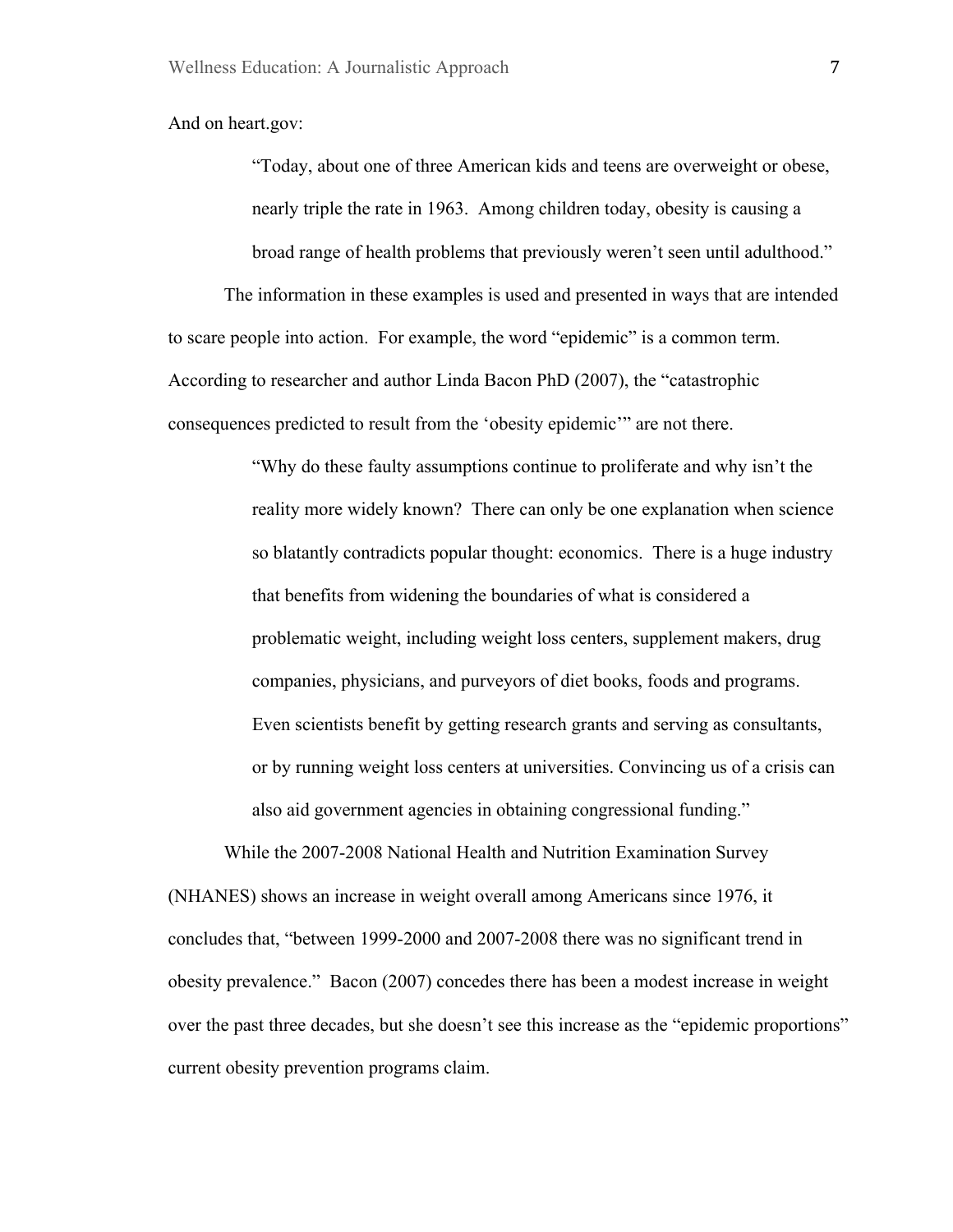And on heart.gov:

> "Today, about one of three American kids and teens are overweight or obese, nearly triple the rate in 1963. Among children today, obesity is causing a broad range of health problems that previously weren't seen until adulthood."

The information in these examples is used and presented in ways that are intended to scare people into action. For example, the word "epidemic" is a common term. According to researcher and author Linda Bacon PhD (2007), the "catastrophic consequences predicted to result from the 'obesity epidemic'" are not there.

> "Why do these faulty assumptions continue to proliferate and why isn't the reality more widely known? There can only be one explanation when science so blatantly contradicts popular thought: economics. There is a huge industry that benefits from widening the boundaries of what is considered a problematic weight, including weight loss centers, supplement makers, drug companies, physicians, and purveyors of diet books, foods and programs. Even scientists benefit by getting research grants and serving as consultants, or by running weight loss centers at universities. Convincing us of a crisis can also aid government agencies in obtaining congressional funding."

While the 2007-2008 National Health and Nutrition Examination Survey (NHANES) shows an increase in weight overall among Americans since 1976, it concludes that, "between 1999-2000 and 2007-2008 there was no significant trend in obesity prevalence." Bacon (2007) concedes there has been a modest increase in weight over the past three decades, but she doesn't see this increase as the "epidemic proportions" current obesity prevention programs claim.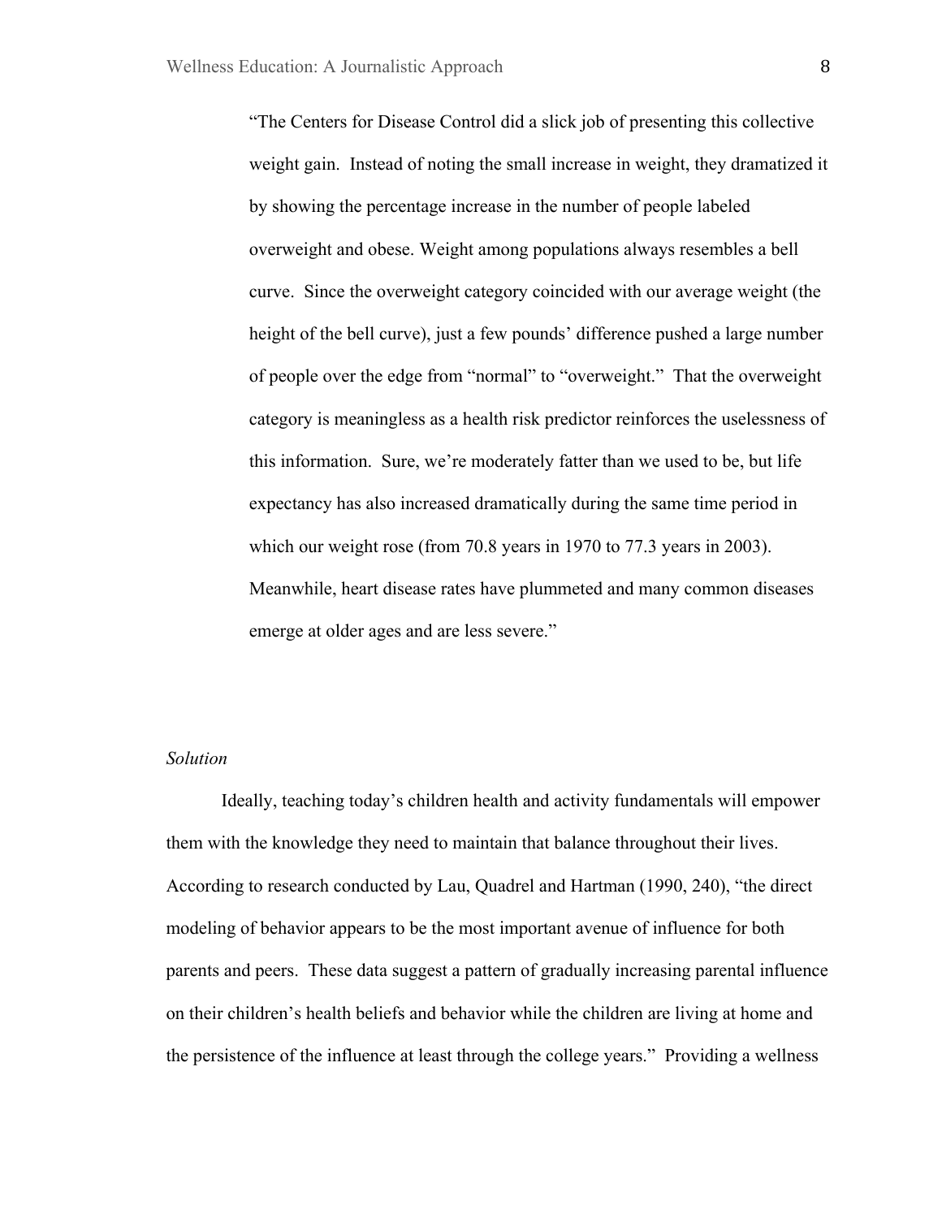> "The Centers for Disease Control did a slick job of presenting this collective weight gain. Instead of noting the small increase in weight, they dramatized it by showing the percentage increase in the number of people labeled overweight and obese. Weight among populations always resembles a bell curve. Since the overweight category coincided with our average weight (the height of the bell curve), just a few pounds' difference pushed a large number of people over the edge from "normal" to "overweight." That the overweight category is meaningless as a health risk predictor reinforces the uselessness of this information. Sure, we're moderately fatter than we used to be, but life expectancy has also increased dramatically during the same time period in which our weight rose (from 70.8 years in 1970 to 77.3 years in 2003). Meanwhile, heart disease rates have plummeted and many common diseases emerge at older ages and are less severe."

*Solution*

Ideally, teaching today's children health and activity fundamentals will empower them with the knowledge they need to maintain that balance throughout their lives. According to research conducted by Lau, Quadrel and Hartman (1990, 240), "the direct modeling of behavior appears to be the most important avenue of influence for both parents and peers. These data suggest a pattern of gradually increasing parental influence on their children's health beliefs and behavior while the children are living at home and the persistence of the influence at least through the college years." Providing a wellness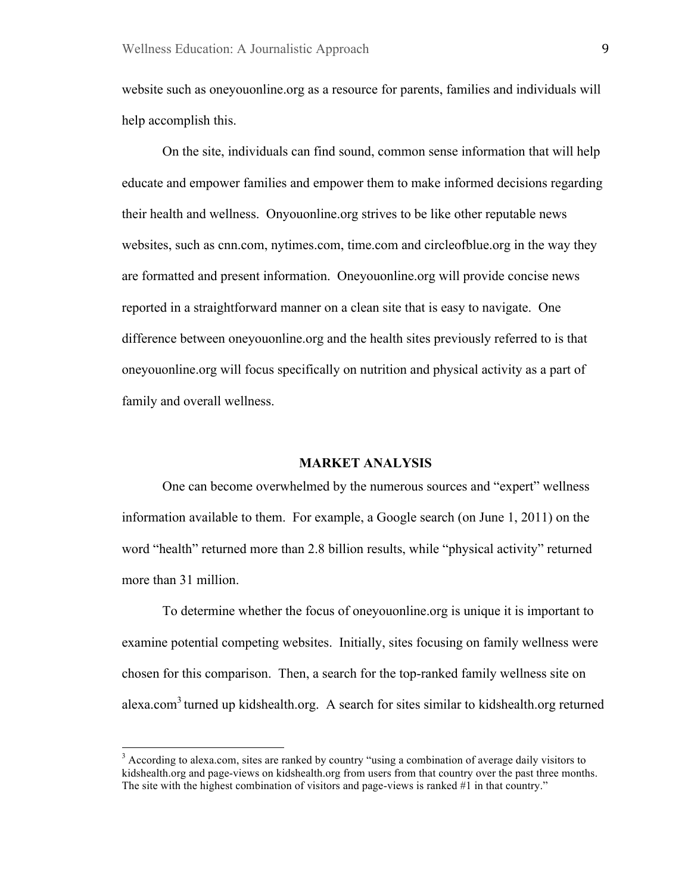website such as oneyouonline.org as a resource for parents, families and individuals will help accomplish this.

On the site, individuals can find sound, common sense information that will help educate and empower families and empower them to make informed decisions regarding their health and wellness. Onyouonline.org strives to be like other reputable news websites, such as cnn.com, nytimes.com, time.com and circleofblue.org in the way they are formatted and present information. Oneyouonline.org will provide concise news reported in a straightforward manner on a clean site that is easy to navigate. One difference between oneyouonline.org and the health sites previously referred to is that oneyouonline.org will focus specifically on nutrition and physical activity as a part of family and overall wellness.

## MARKET ANALYSIS

One can become overwhelmed by the numerous sources and "expert" wellness information available to them. For example, a Google search (on June 1, 2011) on the word "health" returned more than 2.8 billion results, while "physical activity" returned more than 31 million.

To determine whether the focus of oneyouonline.org is unique it is important to examine potential competing websites. Initially, sites focusing on family wellness were chosen for this comparison. Then, a search for the top-ranked family wellness site on alexa.com[3] turned up kidshealth.org. A search for sites similar to kidshealth.org returned

---

[3] According to alexa.com, sites are ranked by country "using a combination of average daily visitors to kidshealth.org and page-views on kidshealth.org from users from that country over the past three months. The site with the highest combination of visitors and page-views is ranked #1 in that country."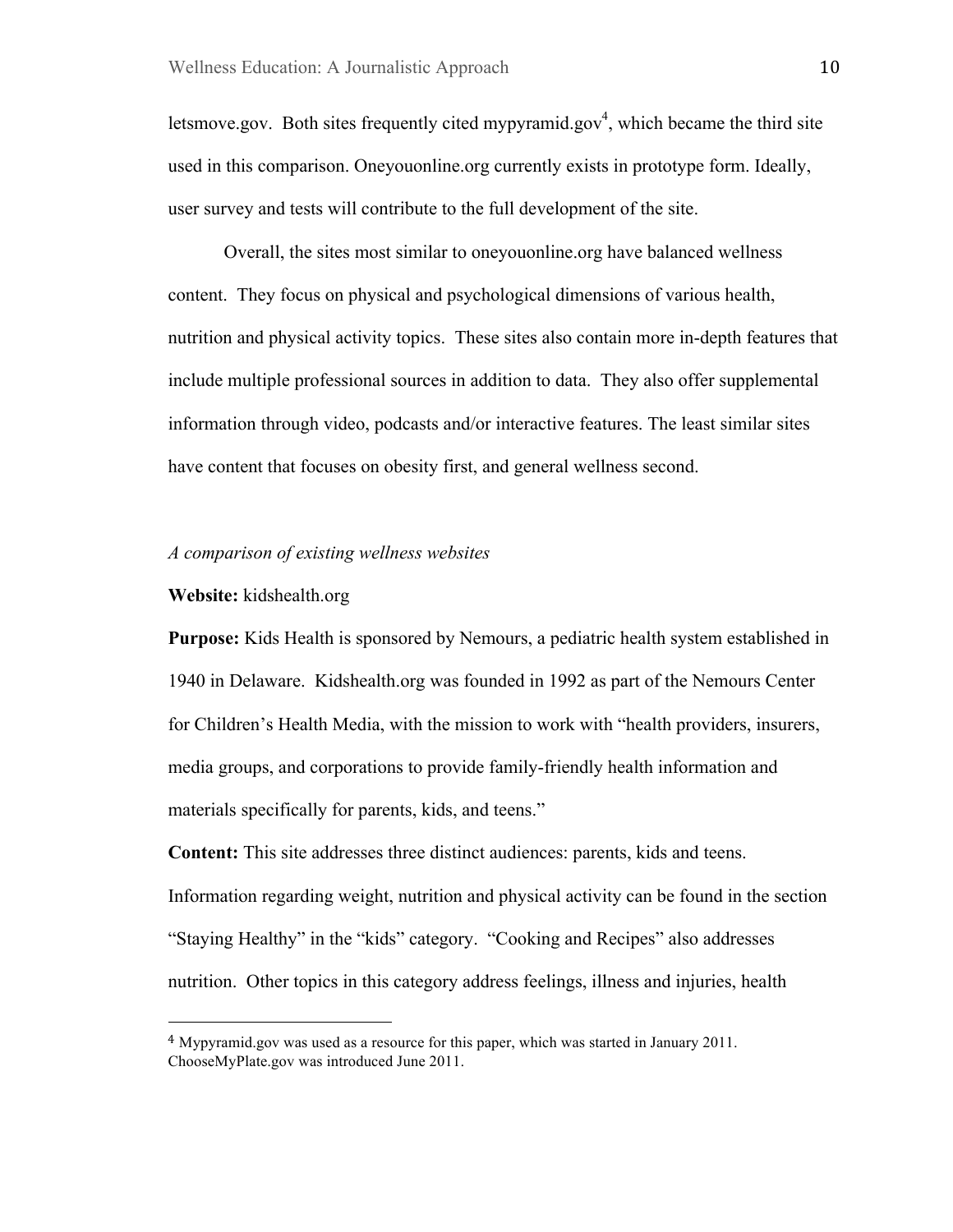letsmove.gov. Both sites frequently cited mypyramid.gov[4], which became the third site used in this comparison. Oneyouonline.org currently exists in prototype form. Ideally, user survey and tests will contribute to the full development of the site.

Overall, the sites most similar to oneyouonline.org have balanced wellness content. They focus on physical and psychological dimensions of various health, nutrition and physical activity topics. These sites also contain more in-depth features that include multiple professional sources in addition to data. They also offer supplemental information through video, podcasts and/or interactive features. The least similar sites have content that focuses on obesity first, and general wellness second.

*A comparison of existing wellness websites*

**Website:** kidshealth.org

**Purpose:** Kids Health is sponsored by Nemours, a pediatric health system established in 1940 in Delaware. Kidshealth.org was founded in 1992 as part of the Nemours Center for Children's Health Media, with the mission to work with "health providers, insurers, media groups, and corporations to provide family-friendly health information and materials specifically for parents, kids, and teens."

**Content:** This site addresses three distinct audiences: parents, kids and teens. Information regarding weight, nutrition and physical activity can be found in the section "Staying Healthy" in the "kids" category. "Cooking and Recipes" also addresses nutrition. Other topics in this category address feelings, illness and injuries, health

---

[4] Mypyramid.gov was used as a resource for this paper, which was started in January 2011. ChooseMyPlate.gov was introduced June 2011.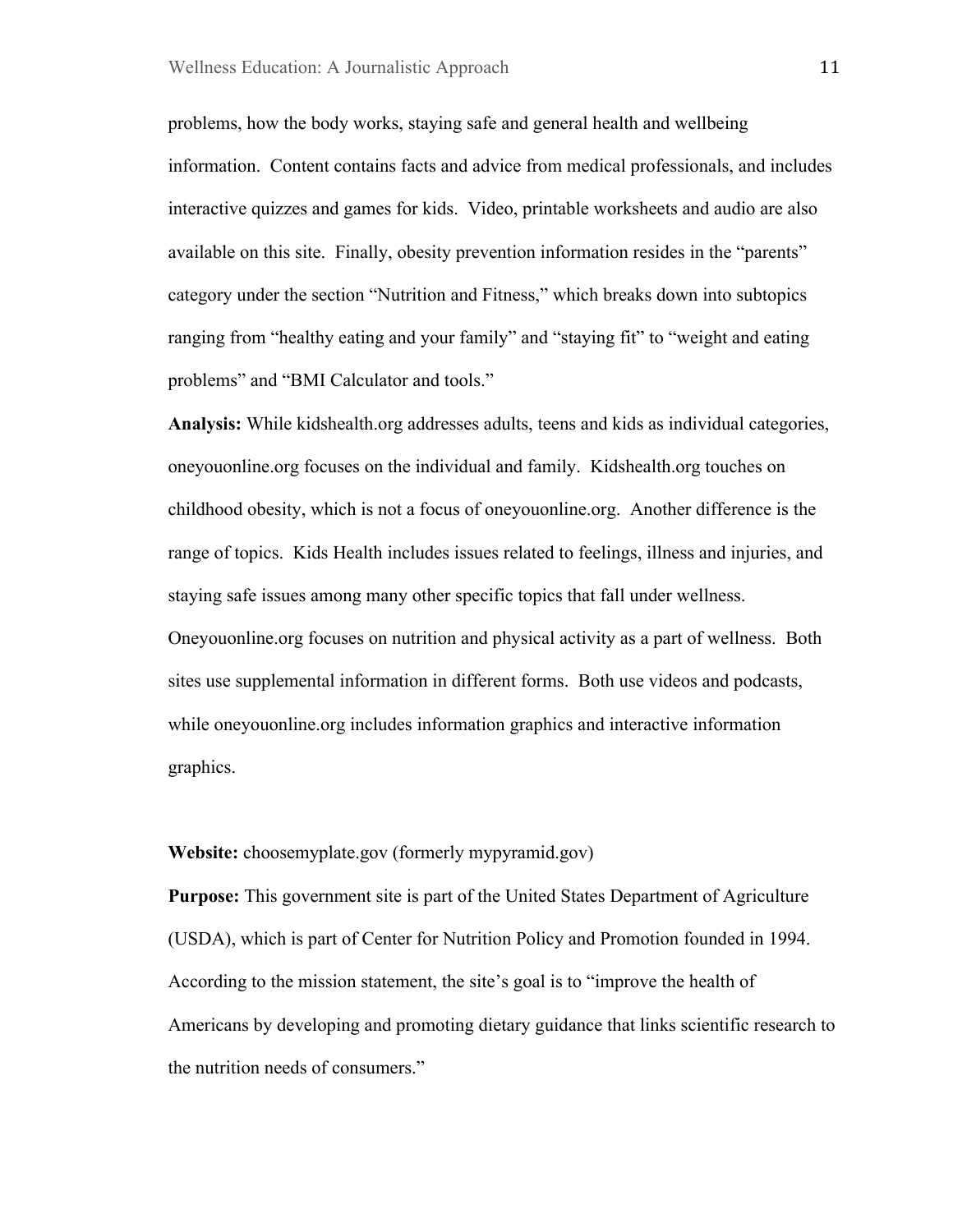problems, how the body works, staying safe and general health and wellbeing information. Content contains facts and advice from medical professionals, and includes interactive quizzes and games for kids. Video, printable worksheets and audio are also available on this site. Finally, obesity prevention information resides in the "parents" category under the section "Nutrition and Fitness," which breaks down into subtopics ranging from "healthy eating and your family" and "staying fit" to "weight and eating problems" and "BMI Calculator and tools."

**Analysis:** While kidshealth.org addresses adults, teens and kids as individual categories, oneyouonline.org focuses on the individual and family. Kidshealth.org touches on childhood obesity, which is not a focus of oneyouonline.org. Another difference is the range of topics. Kids Health includes issues related to feelings, illness and injuries, and staying safe issues among many other specific topics that fall under wellness. Oneyouonline.org focuses on nutrition and physical activity as a part of wellness. Both sites use supplemental information in different forms. Both use videos and podcasts, while oneyouonline.org includes information graphics and interactive information graphics.

**Website:** choosemyplate.gov (formerly mypyramid.gov)

**Purpose:** This government site is part of the United States Department of Agriculture (USDA), which is part of Center for Nutrition Policy and Promotion founded in 1994. According to the mission statement, the site's goal is to "improve the health of Americans by developing and promoting dietary guidance that links scientific research to the nutrition needs of consumers."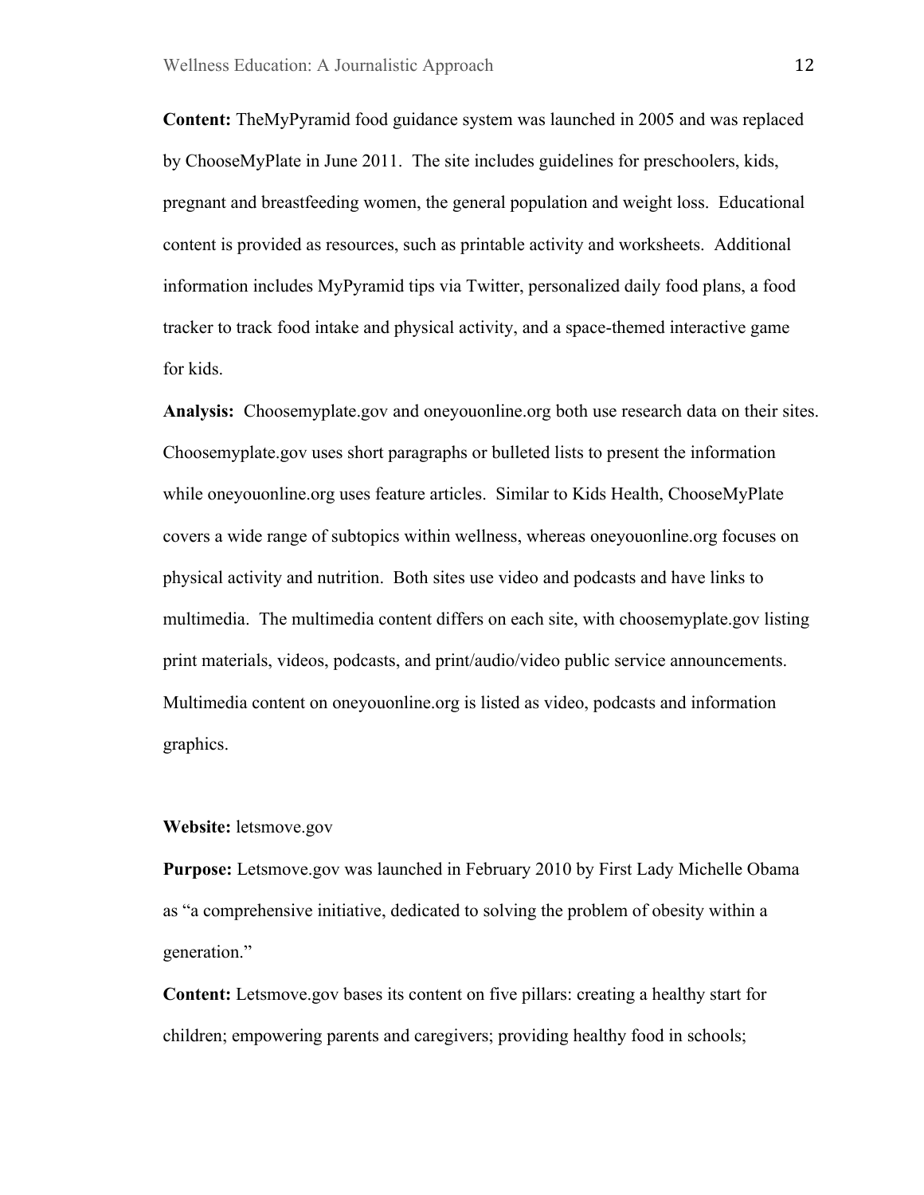**Content:** TheMyPyramid food guidance system was launched in 2005 and was replaced by ChooseMyPlate in June 2011. The site includes guidelines for preschoolers, kids, pregnant and breastfeeding women, the general population and weight loss. Educational content is provided as resources, such as printable activity and worksheets. Additional information includes MyPyramid tips via Twitter, personalized daily food plans, a food tracker to track food intake and physical activity, and a space-themed interactive game for kids.

**Analysis:** Choosemyplate.gov and oneyouonline.org both use research data on their sites. Choosemyplate.gov uses short paragraphs or bulleted lists to present the information while oneyouonline.org uses feature articles. Similar to Kids Health, ChooseMyPlate covers a wide range of subtopics within wellness, whereas oneyouonline.org focuses on physical activity and nutrition. Both sites use video and podcasts and have links to multimedia. The multimedia content differs on each site, with choosemyplate.gov listing print materials, videos, podcasts, and print/audio/video public service announcements. Multimedia content on oneyouonline.org is listed as video, podcasts and information graphics.

**Website:** letsmove.gov

**Purpose:** Letsmove.gov was launched in February 2010 by First Lady Michelle Obama as "a comprehensive initiative, dedicated to solving the problem of obesity within a generation."

**Content:** Letsmove.gov bases its content on five pillars: creating a healthy start for children; empowering parents and caregivers; providing healthy food in schools;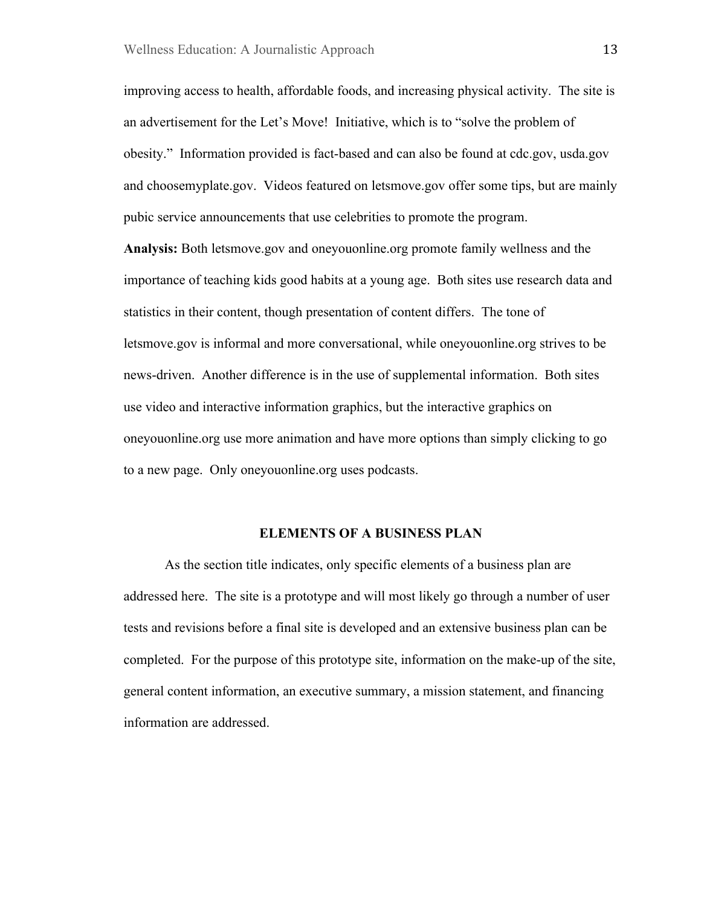improving access to health, affordable foods, and increasing physical activity. The site is an advertisement for the Let's Move! Initiative, which is to "solve the problem of obesity." Information provided is fact-based and can also be found at cdc.gov, usda.gov and choosemyplate.gov. Videos featured on letsmove.gov offer some tips, but are mainly pubic service announcements that use celebrities to promote the program.

**Analysis:** Both letsmove.gov and oneyouonline.org promote family wellness and the importance of teaching kids good habits at a young age. Both sites use research data and statistics in their content, though presentation of content differs. The tone of letsmove.gov is informal and more conversational, while oneyouonline.org strives to be news-driven. Another difference is in the use of supplemental information. Both sites use video and interactive information graphics, but the interactive graphics on oneyouonline.org use more animation and have more options than simply clicking to go to a new page. Only oneyouonline.org uses podcasts.

## ELEMENTS OF A BUSINESS PLAN

As the section title indicates, only specific elements of a business plan are addressed here. The site is a prototype and will most likely go through a number of user tests and revisions before a final site is developed and an extensive business plan can be completed. For the purpose of this prototype site, information on the make-up of the site, general content information, an executive summary, a mission statement, and financing information are addressed.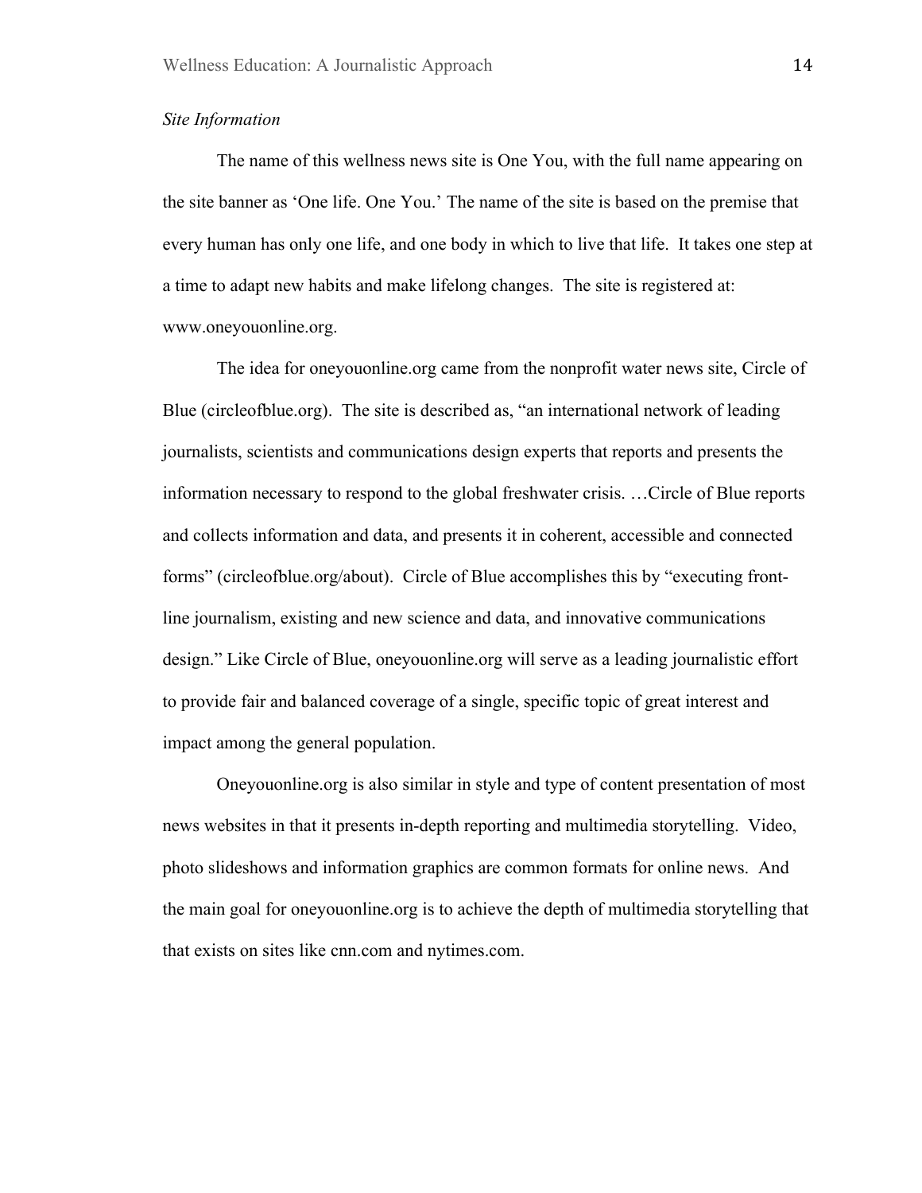*Site Information*

The name of this wellness news site is One You, with the full name appearing on the site banner as 'One life. One You.' The name of the site is based on the premise that every human has only one life, and one body in which to live that life. It takes one step at a time to adapt new habits and make lifelong changes. The site is registered at: www.oneyouonline.org.

The idea for oneyouonline.org came from the nonprofit water news site, Circle of Blue (circleofblue.org). The site is described as, "an international network of leading journalists, scientists and communications design experts that reports and presents the information necessary to respond to the global freshwater crisis. …Circle of Blue reports and collects information and data, and presents it in coherent, accessible and connected forms" (circleofblue.org/about). Circle of Blue accomplishes this by "executing front-line journalism, existing and new science and data, and innovative communications design." Like Circle of Blue, oneyouonline.org will serve as a leading journalistic effort to provide fair and balanced coverage of a single, specific topic of great interest and impact among the general population.

Oneyouonline.org is also similar in style and type of content presentation of most news websites in that it presents in-depth reporting and multimedia storytelling. Video, photo slideshows and information graphics are common formats for online news. And the main goal for oneyouonline.org is to achieve the depth of multimedia storytelling that that exists on sites like cnn.com and nytimes.com.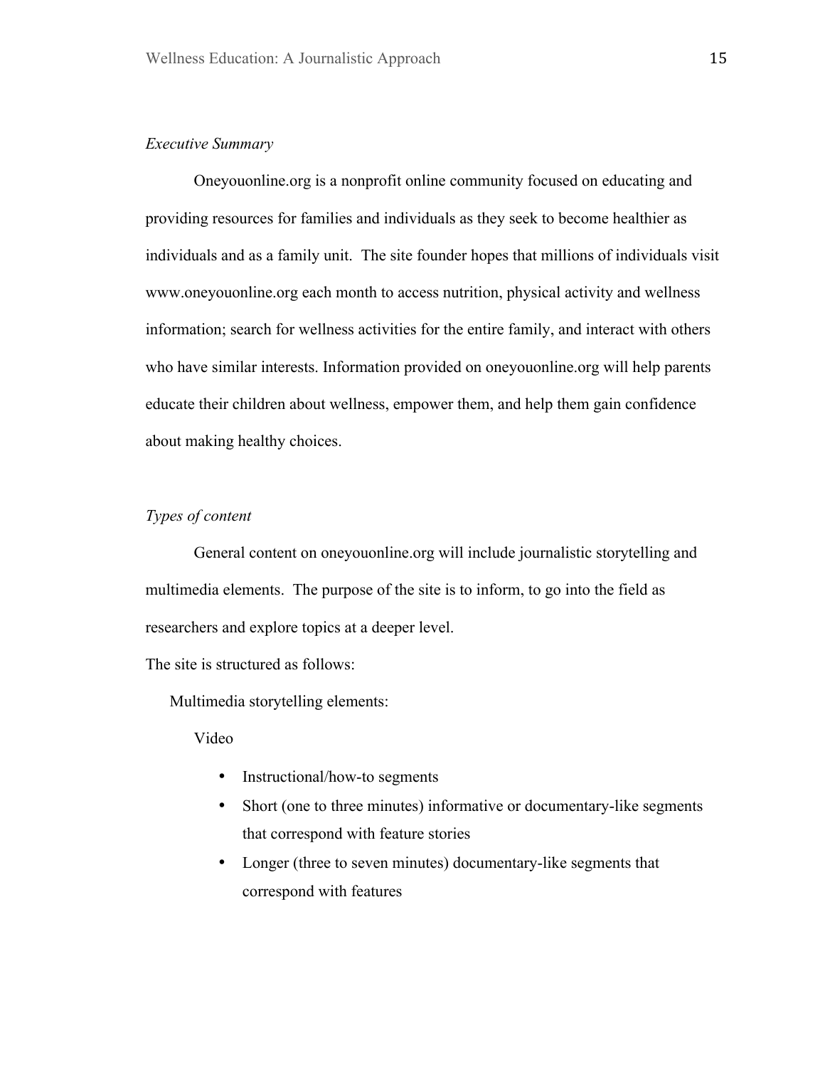*Executive Summary*

Oneyouonline.org is a nonprofit online community focused on educating and providing resources for families and individuals as they seek to become healthier as individuals and as a family unit. The site founder hopes that millions of individuals visit www.oneyouonline.org each month to access nutrition, physical activity and wellness information; search for wellness activities for the entire family, and interact with others who have similar interests. Information provided on oneyouonline.org will help parents educate their children about wellness, empower them, and help them gain confidence about making healthy choices.

*Types of content*

General content on oneyouonline.org will include journalistic storytelling and multimedia elements. The purpose of the site is to inform, to go into the field as researchers and explore topics at a deeper level.

The site is structured as follows:

Multimedia storytelling elements:

Video

- Instructional/how-to segments
- Short (one to three minutes) informative or documentary-like segments that correspond with feature stories
- Longer (three to seven minutes) documentary-like segments that correspond with features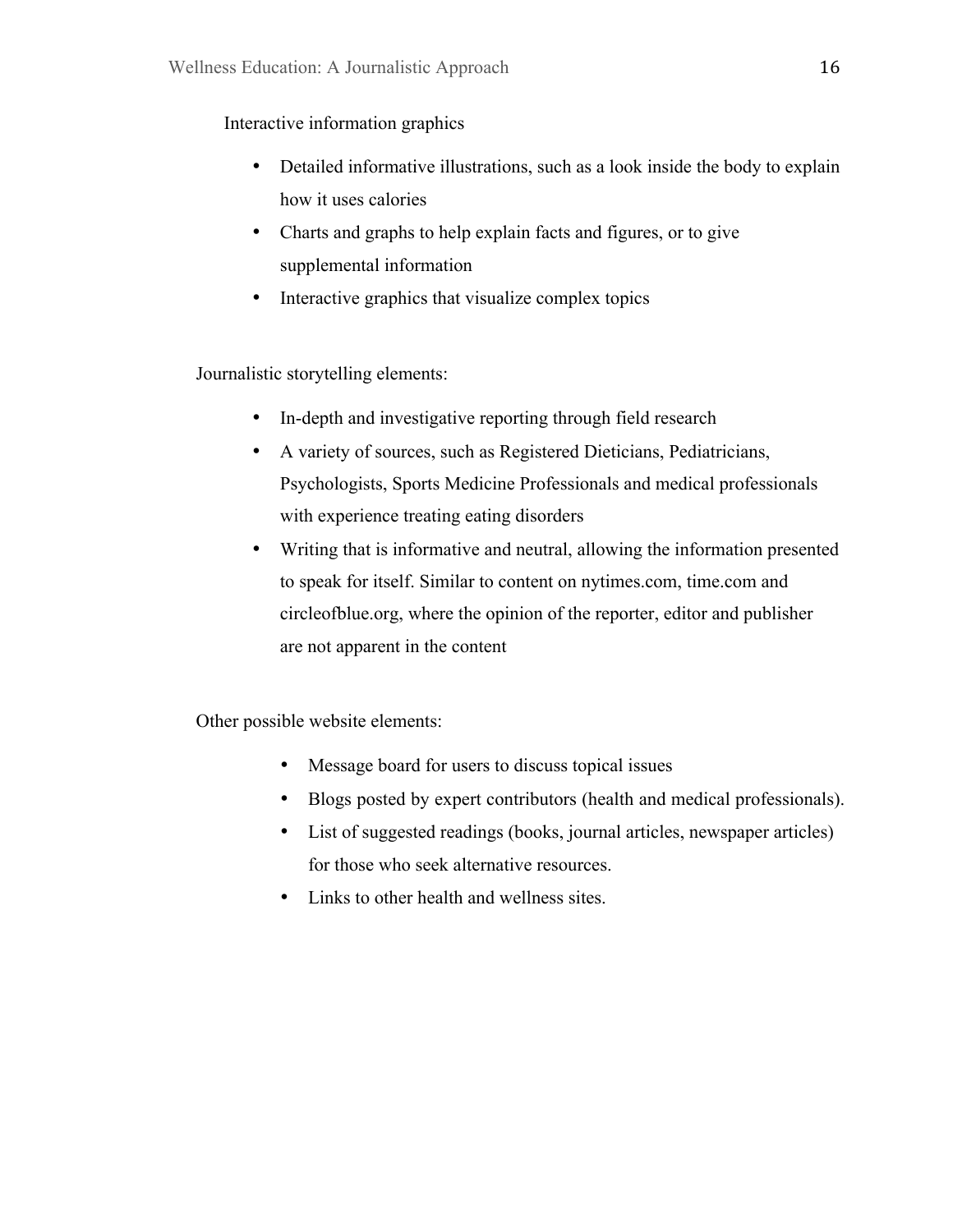Interactive information graphics

- Detailed informative illustrations, such as a look inside the body to explain how it uses calories
- Charts and graphs to help explain facts and figures, or to give supplemental information
- Interactive graphics that visualize complex topics

Journalistic storytelling elements:

- In-depth and investigative reporting through field research
- A variety of sources, such as Registered Dieticians, Pediatricians, Psychologists, Sports Medicine Professionals and medical professionals with experience treating eating disorders
- Writing that is informative and neutral, allowing the information presented to speak for itself. Similar to content on nytimes.com, time.com and circleofblue.org, where the opinion of the reporter, editor and publisher are not apparent in the content

Other possible website elements:

- Message board for users to discuss topical issues
- Blogs posted by expert contributors (health and medical professionals).
- List of suggested readings (books, journal articles, newspaper articles) for those who seek alternative resources.
- Links to other health and wellness sites.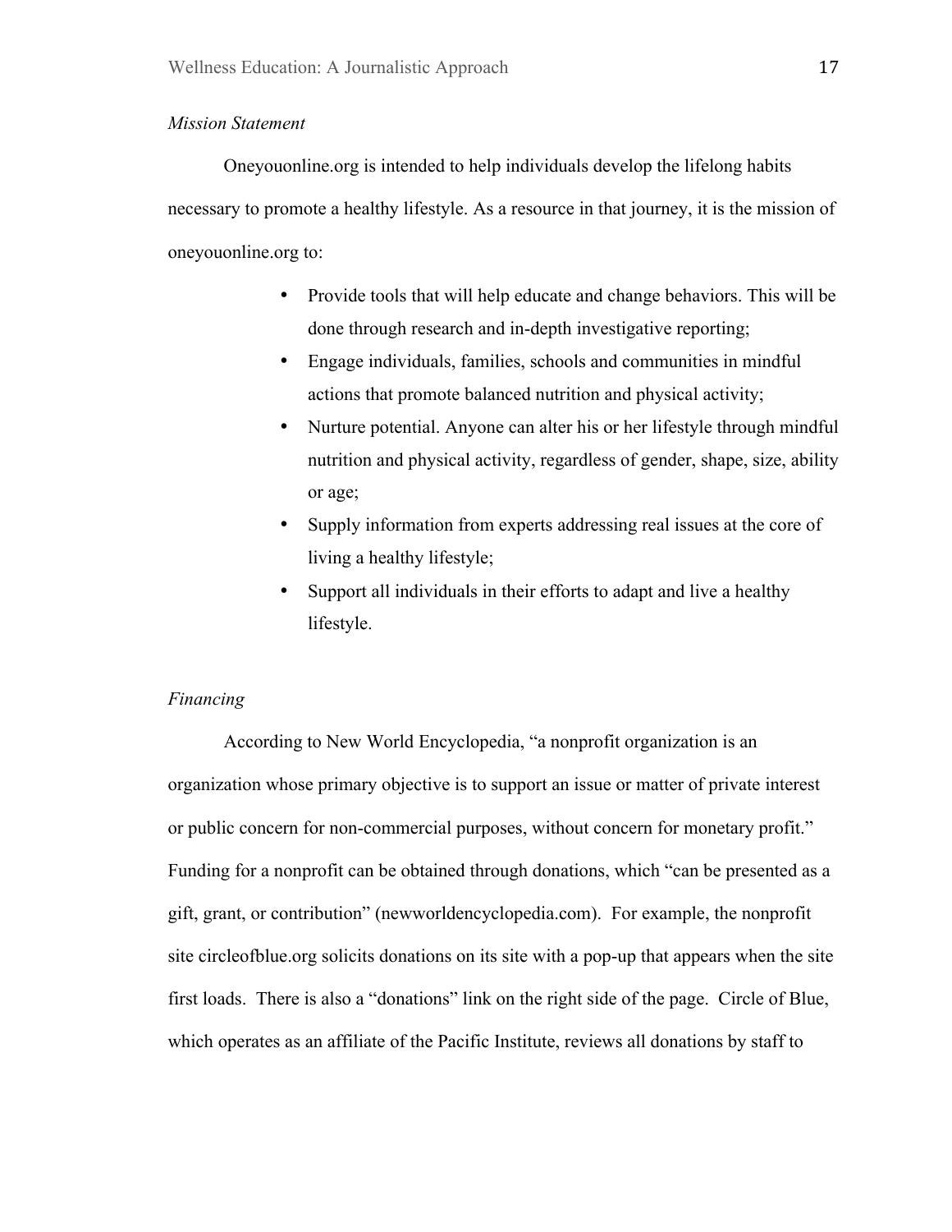*Mission Statement*

Oneyouonline.org is intended to help individuals develop the lifelong habits necessary to promote a healthy lifestyle. As a resource in that journey, it is the mission of oneyouonline.org to:

- Provide tools that will help educate and change behaviors. This will be done through research and in-depth investigative reporting;
- Engage individuals, families, schools and communities in mindful actions that promote balanced nutrition and physical activity;
- Nurture potential. Anyone can alter his or her lifestyle through mindful nutrition and physical activity, regardless of gender, shape, size, ability or age;
- Supply information from experts addressing real issues at the core of living a healthy lifestyle;
- Support all individuals in their efforts to adapt and live a healthy lifestyle.

*Financing*

According to New World Encyclopedia, "a nonprofit organization is an organization whose primary objective is to support an issue or matter of private interest or public concern for non-commercial purposes, without concern for monetary profit." Funding for a nonprofit can be obtained through donations, which "can be presented as a gift, grant, or contribution" (newworldencyclopedia.com). For example, the nonprofit site circleofblue.org solicits donations on its site with a pop-up that appears when the site first loads. There is also a "donations" link on the right side of the page. Circle of Blue, which operates as an affiliate of the Pacific Institute, reviews all donations by staff to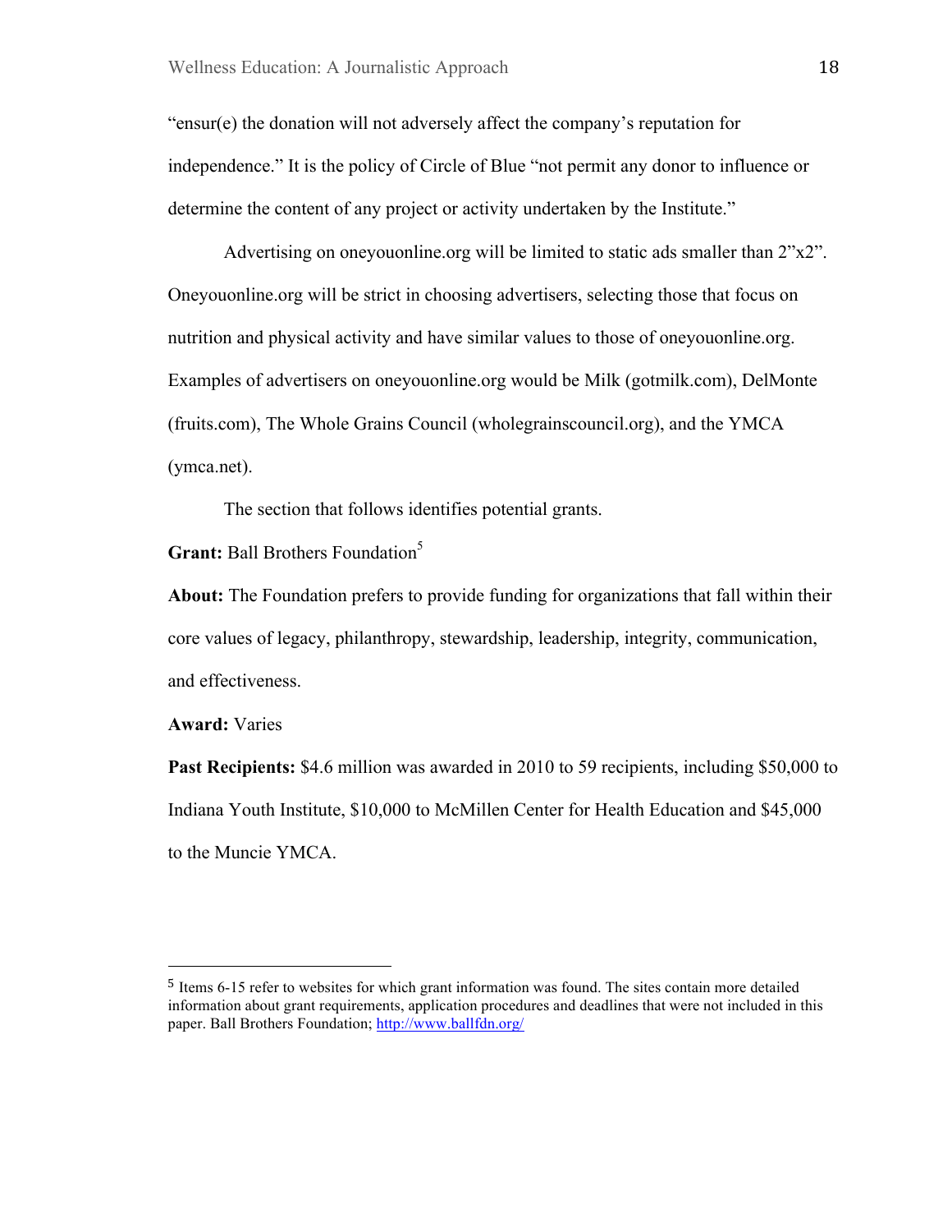"ensur(e) the donation will not adversely affect the company's reputation for independence." It is the policy of Circle of Blue "not permit any donor to influence or determine the content of any project or activity undertaken by the Institute."

Advertising on oneyouonline.org will be limited to static ads smaller than 2"x2". Oneyouonline.org will be strict in choosing advertisers, selecting those that focus on nutrition and physical activity and have similar values to those of oneyouonline.org. Examples of advertisers on oneyouonline.org would be Milk (gotmilk.com), DelMonte (fruits.com), The Whole Grains Council (wholegrainscouncil.org), and the YMCA (ymca.net).

The section that follows identifies potential grants.

**Grant:** Ball Brothers Foundation[5]

**About:** The Foundation prefers to provide funding for organizations that fall within their core values of legacy, philanthropy, stewardship, leadership, integrity, communication, and effectiveness.

**Award:** Varies

**Past Recipients:** $4.6 million was awarded in 2010 to 59 recipients, including $50,000 to Indiana Youth Institute, $10,000 to McMillen Center for Health Education and $45,000 to the Muncie YMCA.

---

[5] Items 6-15 refer to websites for which grant information was found. The sites contain more detailed information about grant requirements, application procedures and deadlines that were not included in this paper. Ball Brothers Foundation; http://www.ballfdn.org/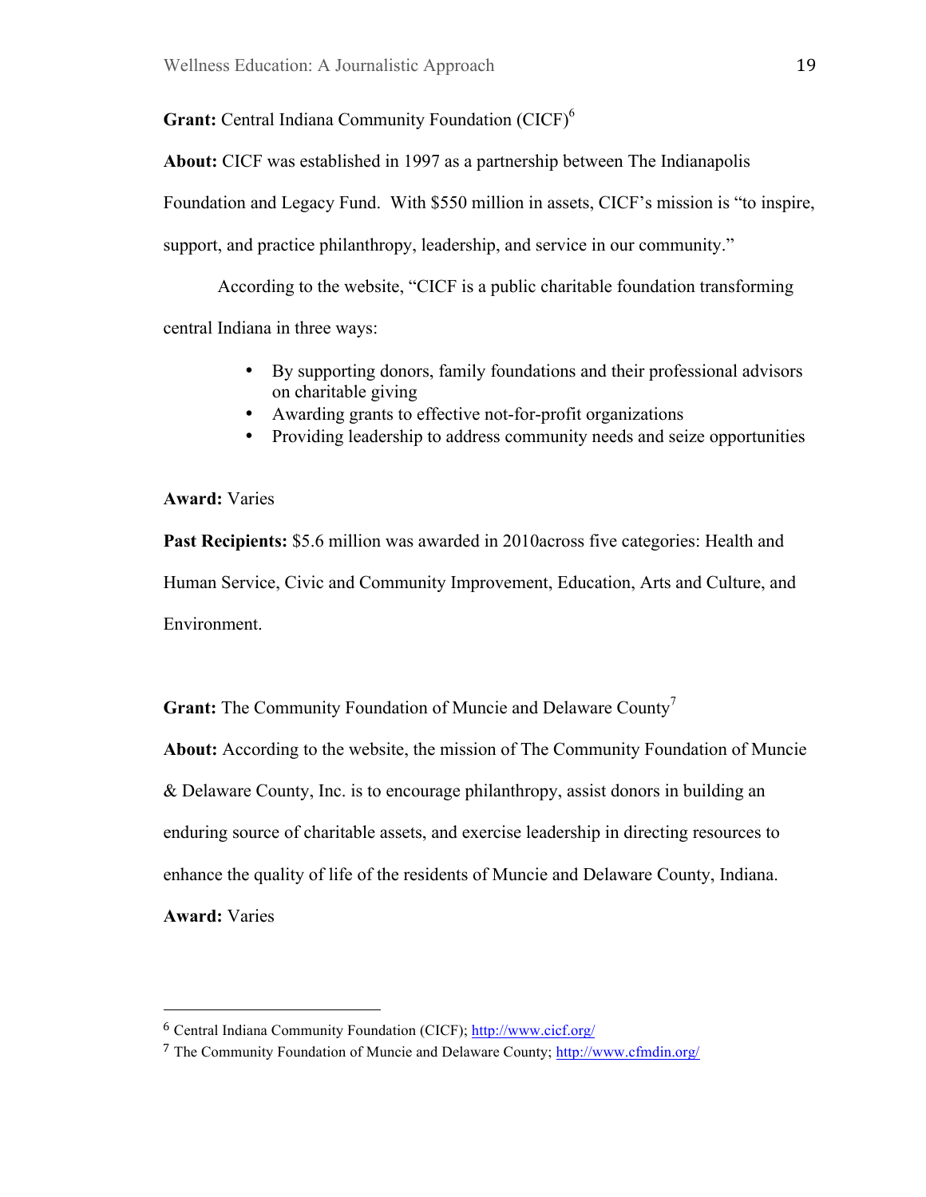**Grant:** Central Indiana Community Foundation (CICF)[6]

**About:** CICF was established in 1997 as a partnership between The Indianapolis Foundation and Legacy Fund. With $550 million in assets, CICF's mission is "to inspire, support, and practice philanthropy, leadership, and service in our community."

According to the website, "CICF is a public charitable foundation transforming central Indiana in three ways:

- By supporting donors, family foundations and their professional advisors on charitable giving
- Awarding grants to effective not-for-profit organizations
- Providing leadership to address community needs and seize opportunities

**Award:** Varies

**Past Recipients:** $5.6 million was awarded in 2010across five categories: Health and Human Service, Civic and Community Improvement, Education, Arts and Culture, and Environment.

**Grant:** The Community Foundation of Muncie and Delaware County[7]

**About:** According to the website, the mission of The Community Foundation of Muncie & Delaware County, Inc. is to encourage philanthropy, assist donors in building an enduring source of charitable assets, and exercise leadership in directing resources to enhance the quality of life of the residents of Muncie and Delaware County, Indiana.

**Award:** Varies

---

[6] Central Indiana Community Foundation (CICF); http://www.cicf.org/

[7] The Community Foundation of Muncie and Delaware County; http://www.cfmdin.org/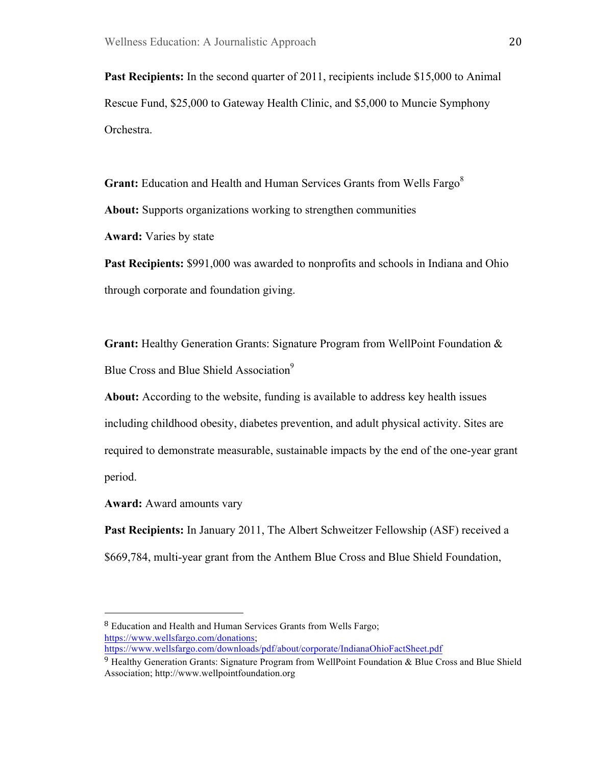**Past Recipients:** In the second quarter of 2011, recipients include $15,000 to Animal Rescue Fund, $25,000 to Gateway Health Clinic, and $5,000 to Muncie Symphony Orchestra.

**Grant:** Education and Health and Human Services Grants from Wells Fargo[8]

**About:** Supports organizations working to strengthen communities

**Award:** Varies by state

**Past Recipients:** $991,000 was awarded to nonprofits and schools in Indiana and Ohio through corporate and foundation giving.

**Grant:** Healthy Generation Grants: Signature Program from WellPoint Foundation & Blue Cross and Blue Shield Association[9]

**About:** According to the website, funding is available to address key health issues including childhood obesity, diabetes prevention, and adult physical activity. Sites are required to demonstrate measurable, sustainable impacts by the end of the one-year grant period.

**Award:** Award amounts vary

**Past Recipients:** In January 2011, The Albert Schweitzer Fellowship (ASF) received a $669,784, multi-year grant from the Anthem Blue Cross and Blue Shield Foundation,

---

[8] Education and Health and Human Services Grants from Wells Fargo; https://www.wellsfargo.com/donations; https://www.wellsfargo.com/downloads/pdf/about/corporate/IndianaOhioFactSheet.pdf

[9] Healthy Generation Grants: Signature Program from WellPoint Foundation & Blue Cross and Blue Shield Association; http://www.wellpointfoundation.org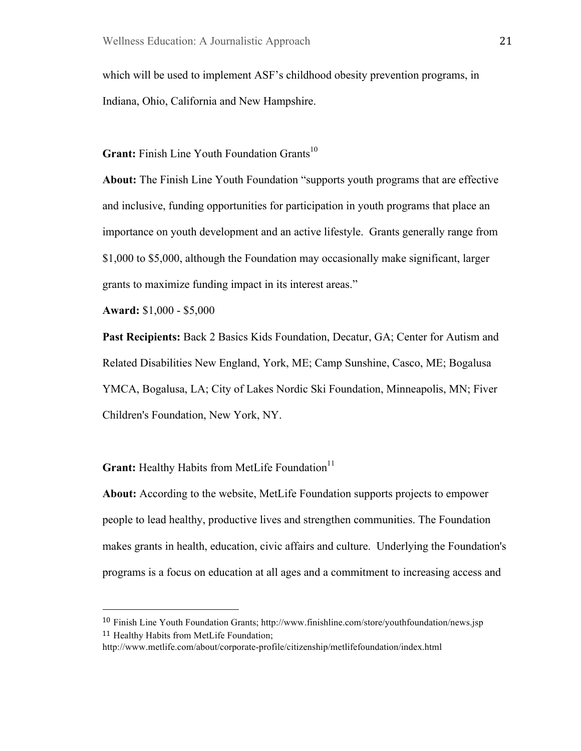which will be used to implement ASF's childhood obesity prevention programs, in Indiana, Ohio, California and New Hampshire.

**Grant:** Finish Line Youth Foundation Grants[10]

**About:** The Finish Line Youth Foundation "supports youth programs that are effective and inclusive, funding opportunities for participation in youth programs that place an importance on youth development and an active lifestyle. Grants generally range from $1,000 to $5,000, although the Foundation may occasionally make significant, larger grants to maximize funding impact in its interest areas."

**Award:** $1,000 - $5,000

**Past Recipients:** Back 2 Basics Kids Foundation, Decatur, GA; Center for Autism and Related Disabilities New England, York, ME; Camp Sunshine, Casco, ME; Bogalusa YMCA, Bogalusa, LA; City of Lakes Nordic Ski Foundation, Minneapolis, MN; Fiver Children's Foundation, New York, NY.

**Grant:** Healthy Habits from MetLife Foundation[11]

**About:** According to the website, MetLife Foundation supports projects to empower people to lead healthy, productive lives and strengthen communities. The Foundation makes grants in health, education, civic affairs and culture. Underlying the Foundation's programs is a focus on education at all ages and a commitment to increasing access and

---

[10] Finish Line Youth Foundation Grants; http://www.finishline.com/store/youthfoundation/news.jsp

[11] Healthy Habits from MetLife Foundation; http://www.metlife.com/about/corporate-profile/citizenship/metlifefoundation/index.html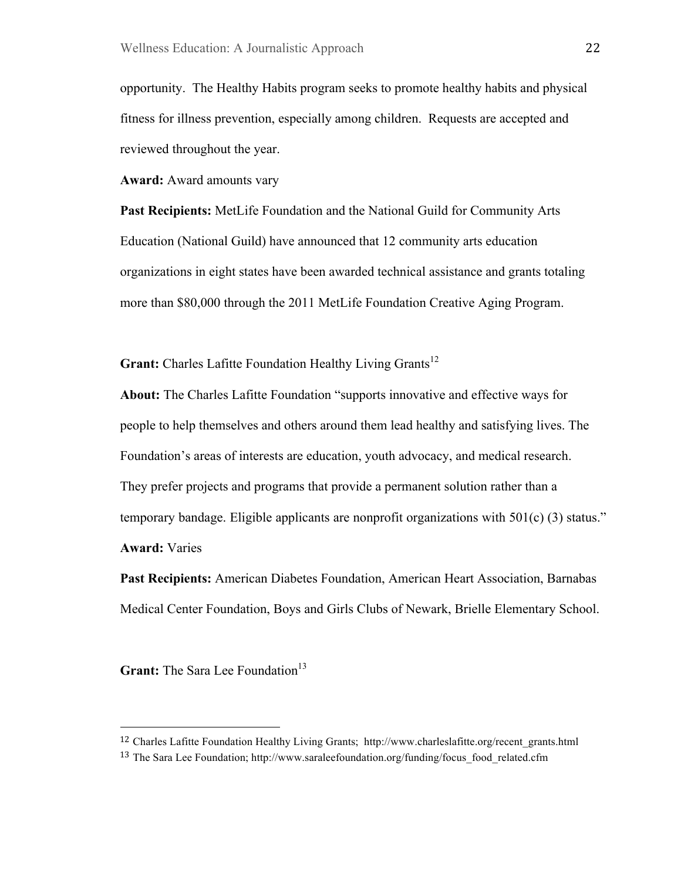opportunity. The Healthy Habits program seeks to promote healthy habits and physical fitness for illness prevention, especially among children. Requests are accepted and reviewed throughout the year.

**Award:** Award amounts vary

**Past Recipients:** MetLife Foundation and the National Guild for Community Arts Education (National Guild) have announced that 12 community arts education organizations in eight states have been awarded technical assistance and grants totaling more than $80,000 through the 2011 MetLife Foundation Creative Aging Program.

**Grant:** Charles Lafitte Foundation Healthy Living Grants[12]

**About:** The Charles Lafitte Foundation "supports innovative and effective ways for people to help themselves and others around them lead healthy and satisfying lives. The Foundation's areas of interests are education, youth advocacy, and medical research. They prefer projects and programs that provide a permanent solution rather than a temporary bandage. Eligible applicants are nonprofit organizations with 501(c) (3) status."

**Award:** Varies

**Past Recipients:** American Diabetes Foundation, American Heart Association, Barnabas Medical Center Foundation, Boys and Girls Clubs of Newark, Brielle Elementary School.

**Grant:** The Sara Lee Foundation[13]

---

[12] Charles Lafitte Foundation Healthy Living Grants; http://www.charleslafitte.org/recent_grants.html

[13] The Sara Lee Foundation; http://www.saraleefoundation.org/funding/focus_food_related.cfm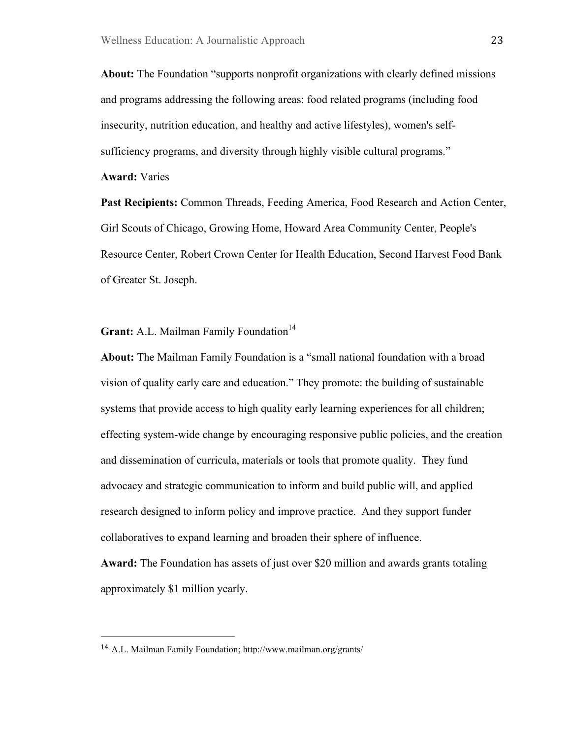**About:** The Foundation "supports nonprofit organizations with clearly defined missions and programs addressing the following areas: food related programs (including food insecurity, nutrition education, and healthy and active lifestyles), women's self-sufficiency programs, and diversity through highly visible cultural programs."

**Award:** Varies

**Past Recipients:** Common Threads, Feeding America, Food Research and Action Center, Girl Scouts of Chicago, Growing Home, Howard Area Community Center, People's Resource Center, Robert Crown Center for Health Education, Second Harvest Food Bank of Greater St. Joseph.

**Grant:** A.L. Mailman Family Foundation[14]

**About:** The Mailman Family Foundation is a "small national foundation with a broad vision of quality early care and education." They promote: the building of sustainable systems that provide access to high quality early learning experiences for all children; effecting system-wide change by encouraging responsive public policies, and the creation and dissemination of curricula, materials or tools that promote quality. They fund advocacy and strategic communication to inform and build public will, and applied research designed to inform policy and improve practice. And they support funder collaboratives to expand learning and broaden their sphere of influence.

**Award:** The Foundation has assets of just over $20 million and awards grants totaling approximately $1 million yearly.

---

[14] A.L. Mailman Family Foundation; http://www.mailman.org/grants/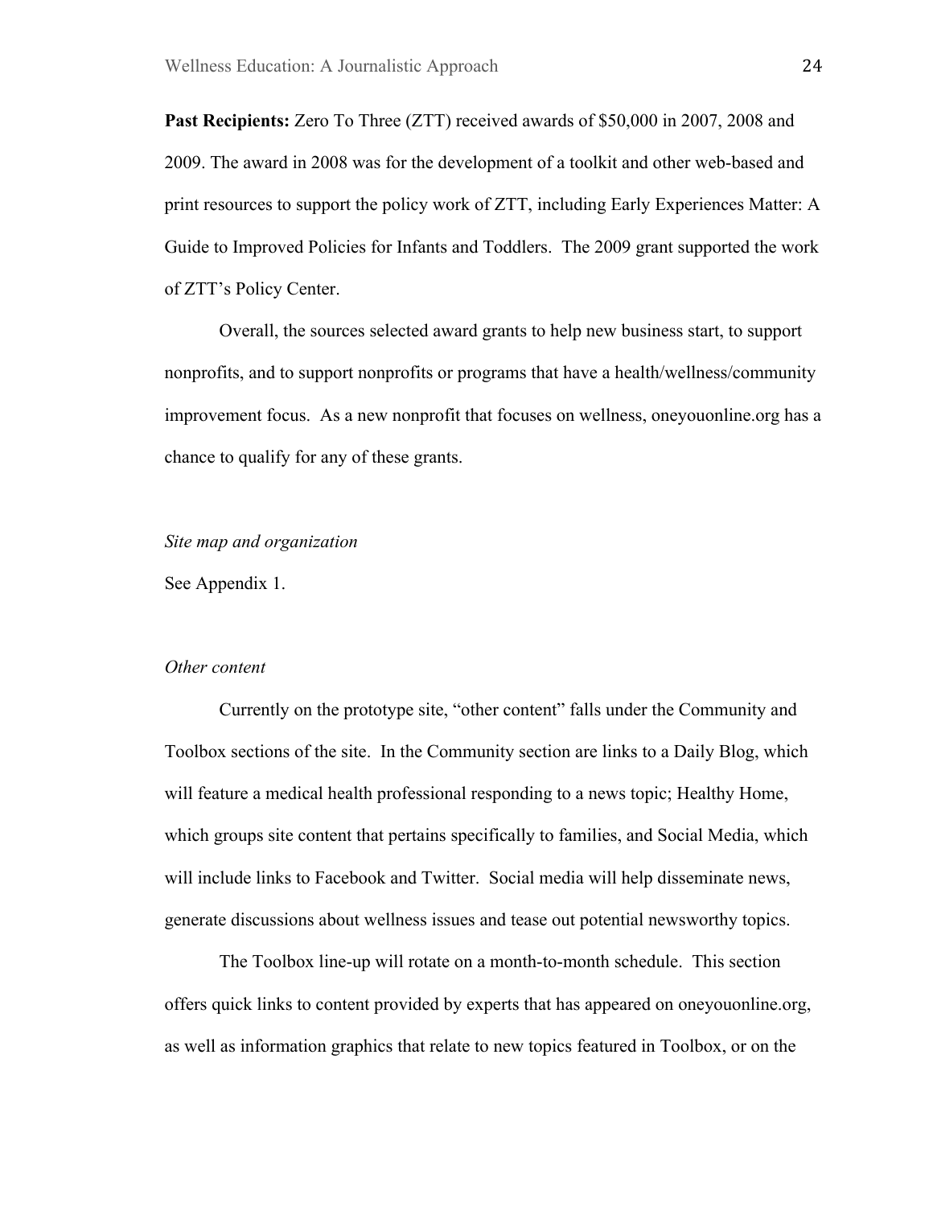**Past Recipients:** Zero To Three (ZTT) received awards of $50,000 in 2007, 2008 and 2009. The award in 2008 was for the development of a toolkit and other web-based and print resources to support the policy work of ZTT, including Early Experiences Matter: A Guide to Improved Policies for Infants and Toddlers. The 2009 grant supported the work of ZTT's Policy Center.

Overall, the sources selected award grants to help new business start, to support nonprofits, and to support nonprofits or programs that have a health/wellness/community improvement focus. As a new nonprofit that focuses on wellness, oneyouonline.org has a chance to qualify for any of these grants.

*Site map and organization*

See Appendix 1.

*Other content*

Currently on the prototype site, "other content" falls under the Community and Toolbox sections of the site. In the Community section are links to a Daily Blog, which will feature a medical health professional responding to a news topic; Healthy Home, which groups site content that pertains specifically to families, and Social Media, which will include links to Facebook and Twitter. Social media will help disseminate news, generate discussions about wellness issues and tease out potential newsworthy topics.

The Toolbox line-up will rotate on a month-to-month schedule. This section offers quick links to content provided by experts that has appeared on oneyouonline.org, as well as information graphics that relate to new topics featured in Toolbox, or on the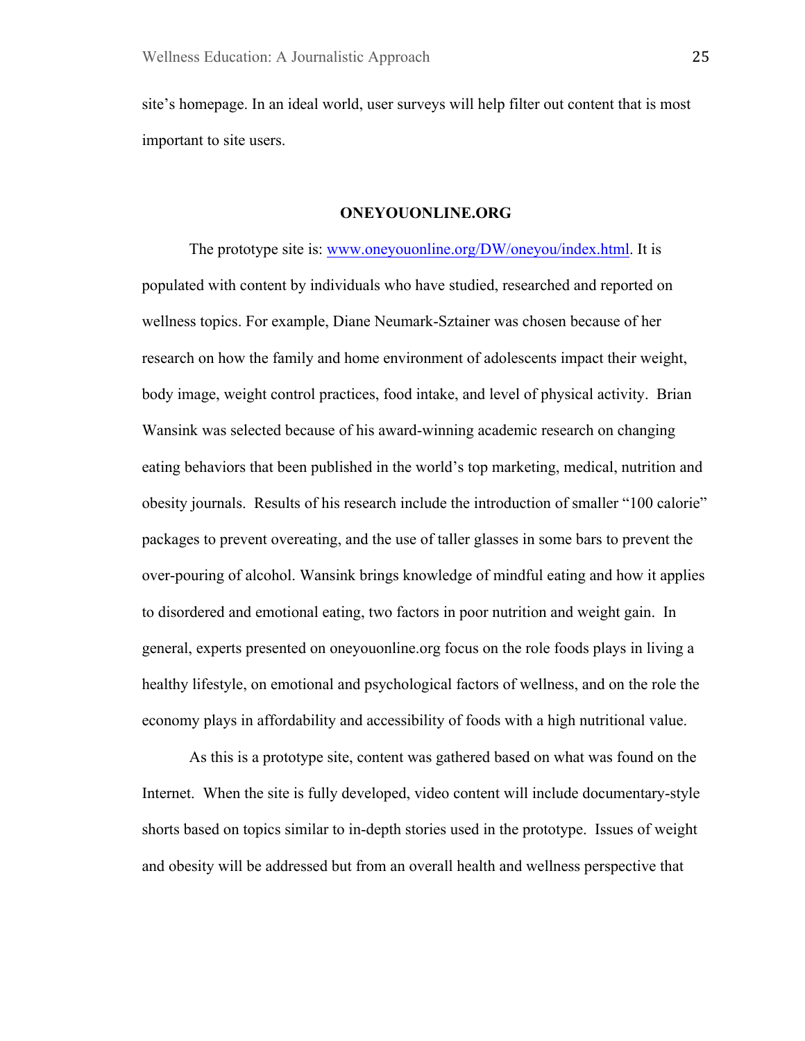site's homepage. In an ideal world, user surveys will help filter out content that is most important to site users.

## ONEYOUONLINE.ORG

The prototype site is: [www.oneyouonline.org/DW/oneyou/index.html](www.oneyouonline.org/DW/oneyou/index.html). It is populated with content by individuals who have studied, researched and reported on wellness topics. For example, Diane Neumark-Sztainer was chosen because of her research on how the family and home environment of adolescents impact their weight, body image, weight control practices, food intake, and level of physical activity. Brian Wansink was selected because of his award-winning academic research on changing eating behaviors that been published in the world's top marketing, medical, nutrition and obesity journals. Results of his research include the introduction of smaller "100 calorie" packages to prevent overeating, and the use of taller glasses in some bars to prevent the over-pouring of alcohol. Wansink brings knowledge of mindful eating and how it applies to disordered and emotional eating, two factors in poor nutrition and weight gain. In general, experts presented on oneyouonline.org focus on the role foods plays in living a healthy lifestyle, on emotional and psychological factors of wellness, and on the role the economy plays in affordability and accessibility of foods with a high nutritional value.

As this is a prototype site, content was gathered based on what was found on the Internet. When the site is fully developed, video content will include documentary-style shorts based on topics similar to in-depth stories used in the prototype. Issues of weight and obesity will be addressed but from an overall health and wellness perspective that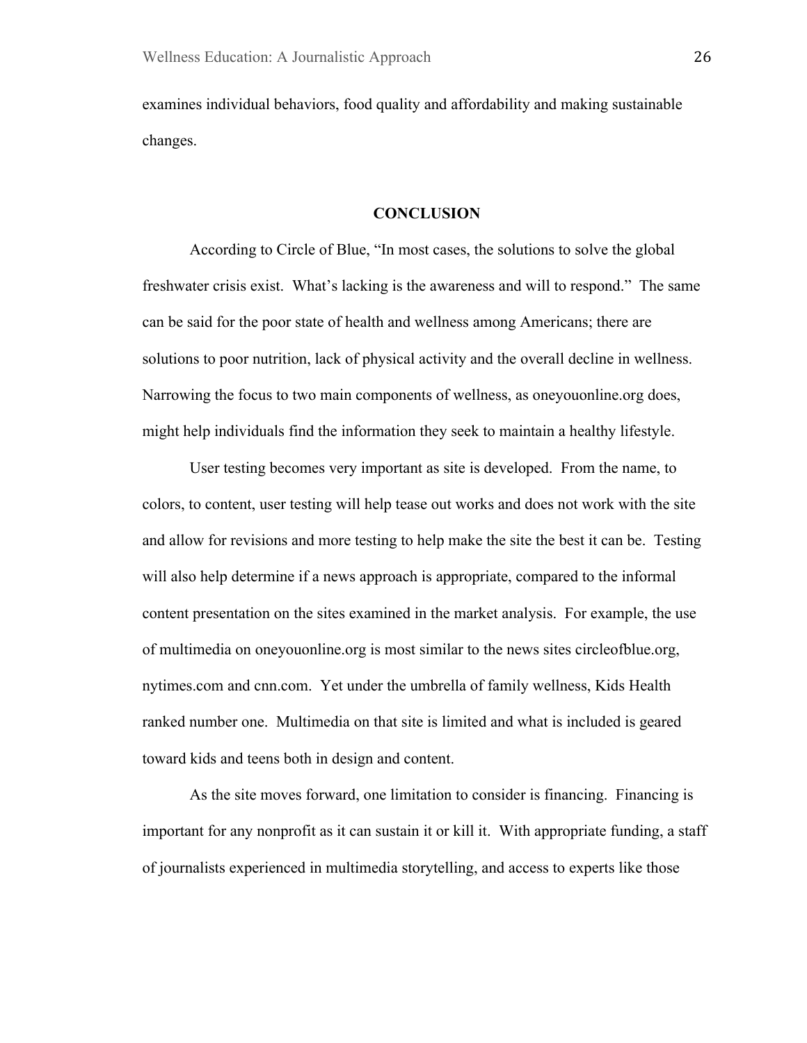examines individual behaviors, food quality and affordability and making sustainable changes.

## CONCLUSION

According to Circle of Blue, "In most cases, the solutions to solve the global freshwater crisis exist. What's lacking is the awareness and will to respond." The same can be said for the poor state of health and wellness among Americans; there are solutions to poor nutrition, lack of physical activity and the overall decline in wellness. Narrowing the focus to two main components of wellness, as oneyouonline.org does, might help individuals find the information they seek to maintain a healthy lifestyle.

User testing becomes very important as site is developed. From the name, to colors, to content, user testing will help tease out works and does not work with the site and allow for revisions and more testing to help make the site the best it can be. Testing will also help determine if a news approach is appropriate, compared to the informal content presentation on the sites examined in the market analysis. For example, the use of multimedia on oneyouonline.org is most similar to the news sites circleofblue.org, nytimes.com and cnn.com. Yet under the umbrella of family wellness, Kids Health ranked number one. Multimedia on that site is limited and what is included is geared toward kids and teens both in design and content.

As the site moves forward, one limitation to consider is financing. Financing is important for any nonprofit as it can sustain it or kill it. With appropriate funding, a staff of journalists experienced in multimedia storytelling, and access to experts like those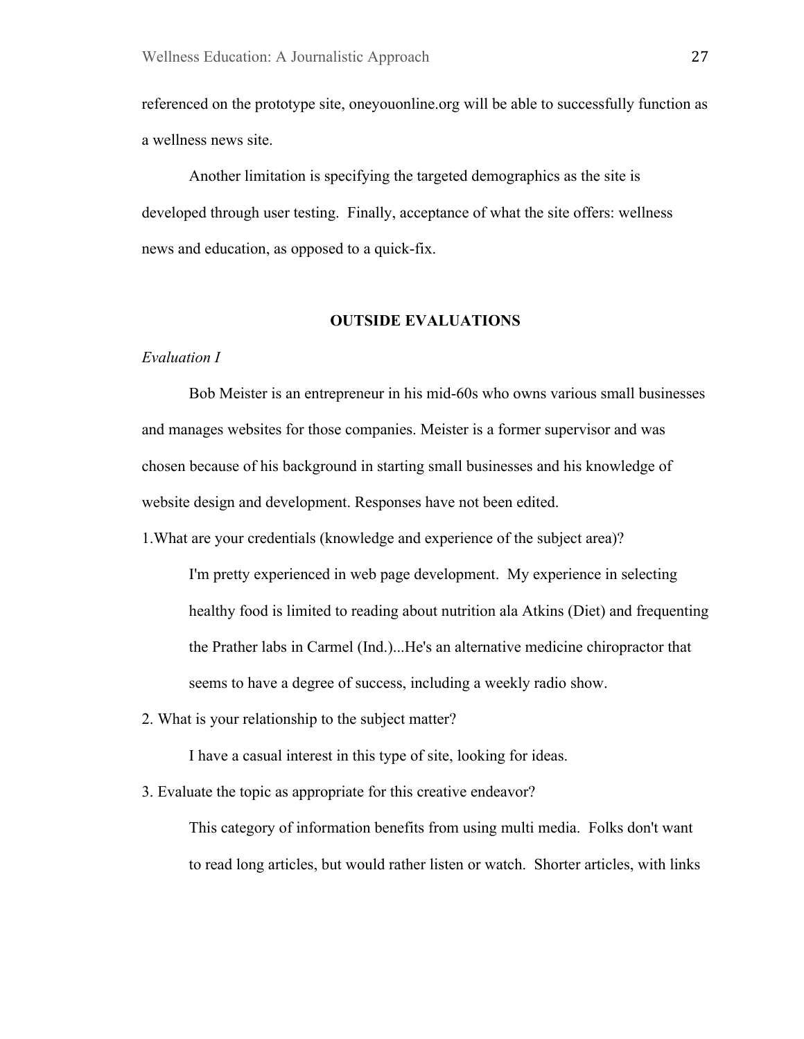referenced on the prototype site, oneyouonline.org will be able to successfully function as a wellness news site.

Another limitation is specifying the targeted demographics as the site is developed through user testing.  Finally, acceptance of what the site offers: wellness news and education, as opposed to a quick-fix.

## OUTSIDE EVALUATIONS

*Evaluation I*

Bob Meister is an entrepreneur in his mid-60s who owns various small businesses and manages websites for those companies. Meister is a former supervisor and was chosen because of his background in starting small businesses and his knowledge of website design and development. Responses have not been edited.

1.What are your credentials (knowledge and experience of the subject area)?

> I'm pretty experienced in web page development.  My experience in selecting healthy food is limited to reading about nutrition ala Atkins (Diet) and frequenting the Prather labs in Carmel (Ind.)...He's an alternative medicine chiropractor that seems to have a degree of success, including a weekly radio show.

2. What is your relationship to the subject matter?

> I have a casual interest in this type of site, looking for ideas.

3. Evaluate the topic as appropriate for this creative endeavor?

> This category of information benefits from using multi media.  Folks don't want to read long articles, but would rather listen or watch.  Shorter articles, with links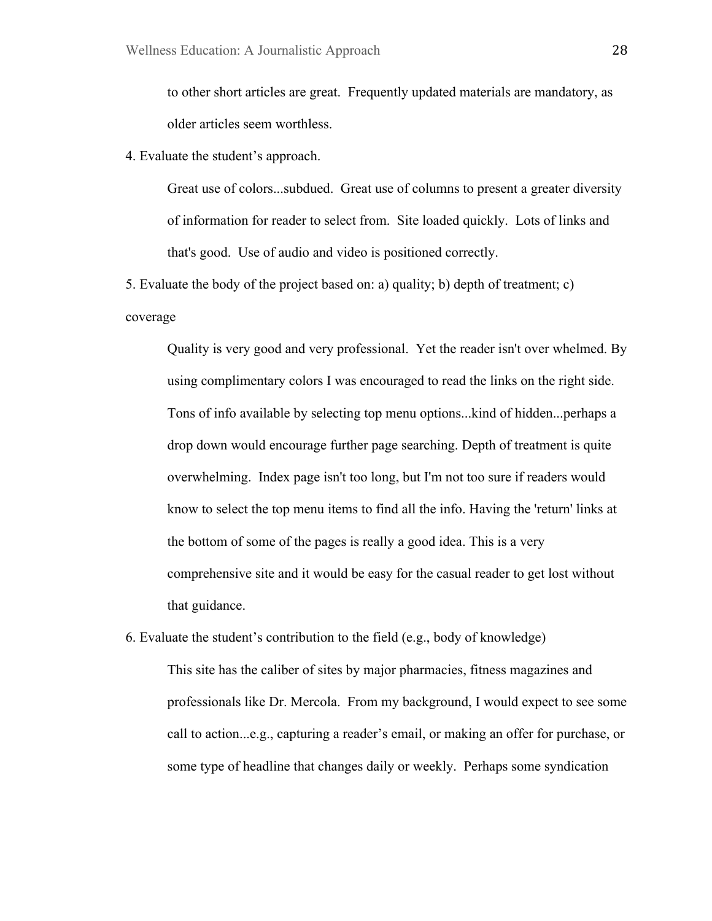to other short articles are great. Frequently updated materials are mandatory, as older articles seem worthless.

4. Evaluate the student's approach.

Great use of colors...subdued. Great use of columns to present a greater diversity of information for reader to select from. Site loaded quickly. Lots of links and that's good. Use of audio and video is positioned correctly.

5. Evaluate the body of the project based on: a) quality; b) depth of treatment; c) coverage

Quality is very good and very professional. Yet the reader isn't over whelmed. By using complimentary colors I was encouraged to read the links on the right side. Tons of info available by selecting top menu options...kind of hidden...perhaps a drop down would encourage further page searching. Depth of treatment is quite overwhelming. Index page isn't too long, but I'm not too sure if readers would know to select the top menu items to find all the info. Having the 'return' links at the bottom of some of the pages is really a good idea. This is a very comprehensive site and it would be easy for the casual reader to get lost without that guidance.

6. Evaluate the student's contribution to the field (e.g., body of knowledge)

This site has the caliber of sites by major pharmacies, fitness magazines and professionals like Dr. Mercola. From my background, I would expect to see some call to action...e.g., capturing a reader's email, or making an offer for purchase, or some type of headline that changes daily or weekly. Perhaps some syndication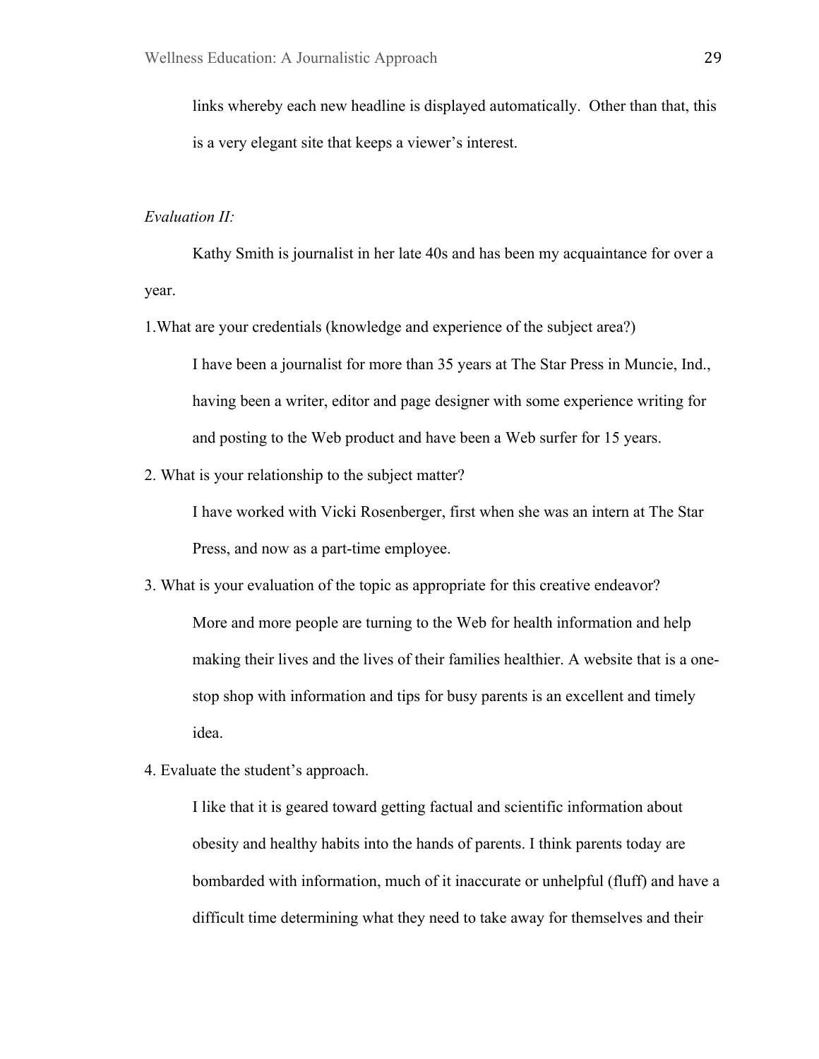links whereby each new headline is displayed automatically. Other than that, this is a very elegant site that keeps a viewer's interest.

*Evaluation II:*

Kathy Smith is journalist in her late 40s and has been my acquaintance for over a year.

1.What are your credentials (knowledge and experience of the subject area?)

I have been a journalist for more than 35 years at The Star Press in Muncie, Ind., having been a writer, editor and page designer with some experience writing for and posting to the Web product and have been a Web surfer for 15 years.

2. What is your relationship to the subject matter?

I have worked with Vicki Rosenberger, first when she was an intern at The Star Press, and now as a part-time employee.

3. What is your evaluation of the topic as appropriate for this creative endeavor?

More and more people are turning to the Web for health information and help making their lives and the lives of their families healthier. A website that is a one-stop shop with information and tips for busy parents is an excellent and timely idea.

4. Evaluate the student's approach.

I like that it is geared toward getting factual and scientific information about obesity and healthy habits into the hands of parents. I think parents today are bombarded with information, much of it inaccurate or unhelpful (fluff) and have a difficult time determining what they need to take away for themselves and their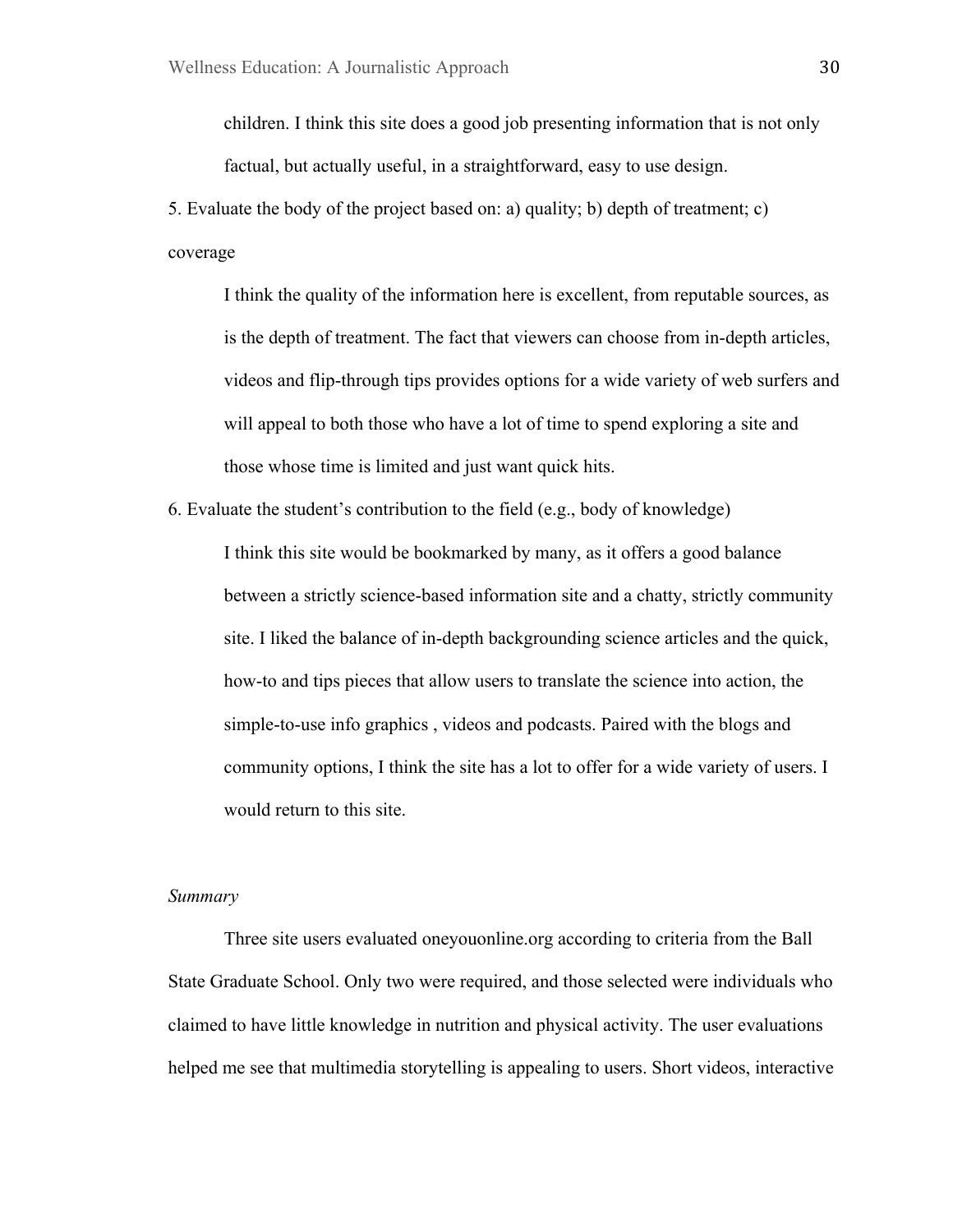children. I think this site does a good job presenting information that is not only factual, but actually useful, in a straightforward, easy to use design.

5. Evaluate the body of the project based on: a) quality; b) depth of treatment; c) coverage

I think the quality of the information here is excellent, from reputable sources, as is the depth of treatment. The fact that viewers can choose from in-depth articles, videos and flip-through tips provides options for a wide variety of web surfers and will appeal to both those who have a lot of time to spend exploring a site and those whose time is limited and just want quick hits.

6. Evaluate the student's contribution to the field (e.g., body of knowledge)

I think this site would be bookmarked by many, as it offers a good balance between a strictly science-based information site and a chatty, strictly community site. I liked the balance of in-depth backgrounding science articles and the quick, how-to and tips pieces that allow users to translate the science into action, the simple-to-use info graphics , videos and podcasts. Paired with the blogs and community options, I think the site has a lot to offer for a wide variety of users. I would return to this site.

*Summary*

Three site users evaluated oneyouonline.org according to criteria from the Ball State Graduate School. Only two were required, and those selected were individuals who claimed to have little knowledge in nutrition and physical activity. The user evaluations helped me see that multimedia storytelling is appealing to users. Short videos, interactive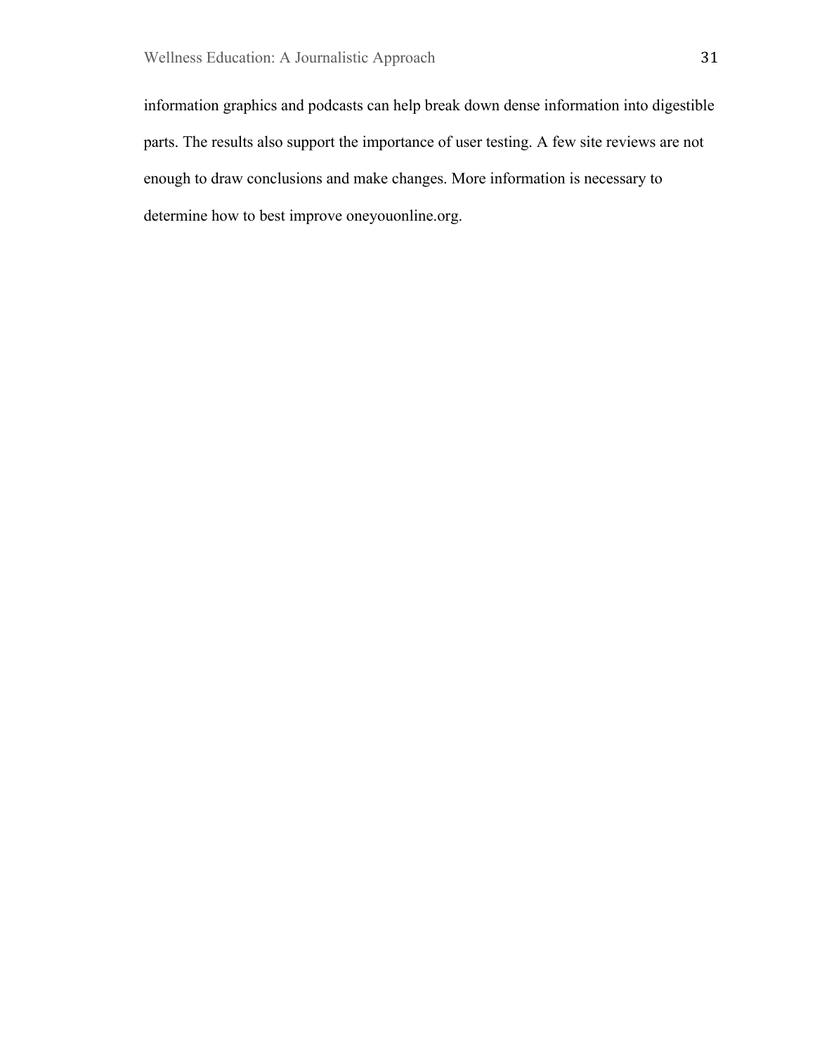information graphics and podcasts can help break down dense information into digestible parts. The results also support the importance of user testing. A few site reviews are not enough to draw conclusions and make changes. More information is necessary to determine how to best improve oneyouonline.org.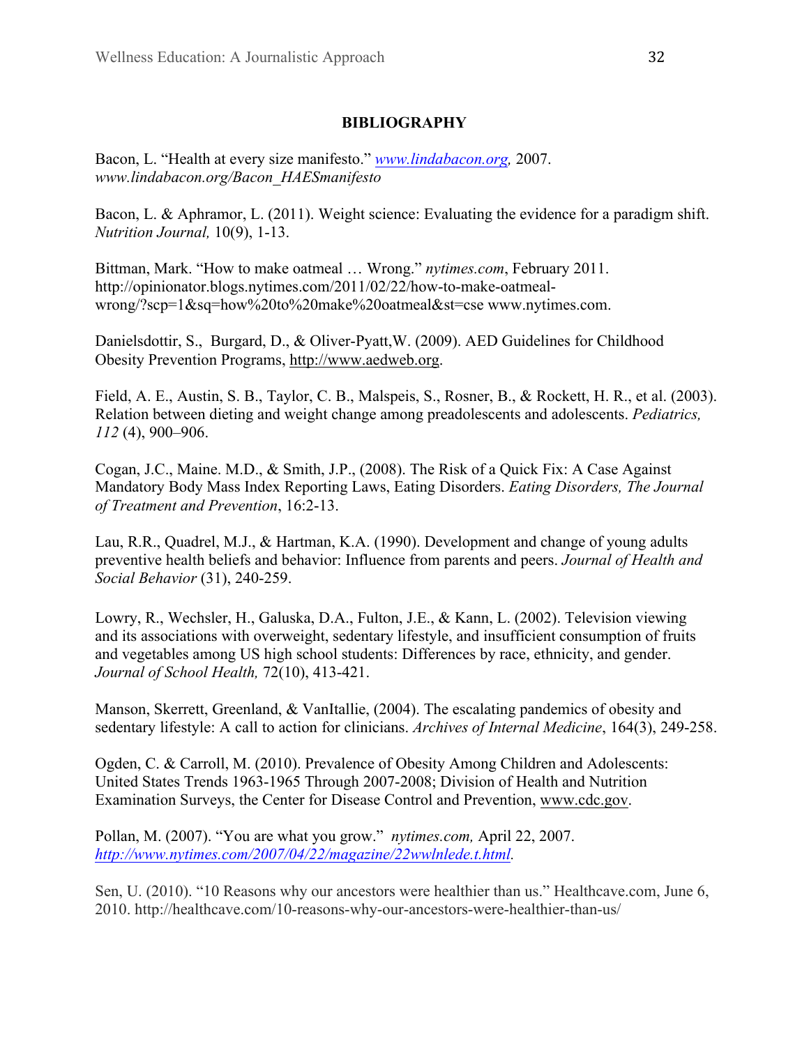## BIBLIOGRAPHY

Bacon, L. "Health at every size manifesto." *www.lindabacon.org,* 2007. *www.lindabacon.org/Bacon_HAESmanifesto*

Bacon, L. & Aphramor, L. (2011). Weight science: Evaluating the evidence for a paradigm shift. *Nutrition Journal,* 10(9), 1-13.

Bittman, Mark. "How to make oatmeal … Wrong." *nytimes.com*, February 2011. http://opinionator.blogs.nytimes.com/2011/02/22/how-to-make-oatmeal-wrong/?scp=1&sq=how%20to%20make%20oatmeal&st=cse www.nytimes.com.

Danielsdottir, S., Burgard, D., & Oliver-Pyatt,W. (2009). AED Guidelines for Childhood Obesity Prevention Programs, http://www.aedweb.org.

Field, A. E., Austin, S. B., Taylor, C. B., Malspeis, S., Rosner, B., & Rockett, H. R., et al. (2003). Relation between dieting and weight change among preadolescents and adolescents. *Pediatrics, 112* (4), 900–906.

Cogan, J.C., Maine. M.D., & Smith, J.P., (2008). The Risk of a Quick Fix: A Case Against Mandatory Body Mass Index Reporting Laws, Eating Disorders. *Eating Disorders, The Journal of Treatment and Prevention*, 16:2-13.

Lau, R.R., Quadrel, M.J., & Hartman, K.A. (1990). Development and change of young adults preventive health beliefs and behavior: Influence from parents and peers. *Journal of Health and Social Behavior* (31), 240-259.

Lowry, R., Wechsler, H., Galuska, D.A., Fulton, J.E., & Kann, L. (2002). Television viewing and its associations with overweight, sedentary lifestyle, and insufficient consumption of fruits and vegetables among US high school students: Differences by race, ethnicity, and gender. *Journal of School Health,* 72(10), 413-421.

Manson, Skerrett, Greenland, & VanItallie, (2004). The escalating pandemics of obesity and sedentary lifestyle: A call to action for clinicians. *Archives of Internal Medicine*, 164(3), 249-258.

Ogden, C. & Carroll, M. (2010). Prevalence of Obesity Among Children and Adolescents: United States Trends 1963-1965 Through 2007-2008; Division of Health and Nutrition Examination Surveys, the Center for Disease Control and Prevention, www.cdc.gov.

Pollan, M. (2007). "You are what you grow." *nytimes.com,* April 22, 2007. *http://www.nytimes.com/2007/04/22/magazine/22wwlnlede.t.html.*

Sen, U. (2010). "10 Reasons why our ancestors were healthier than us." Healthcave.com, June 6, 2010. http://healthcave.com/10-reasons-why-our-ancestors-were-healthier-than-us/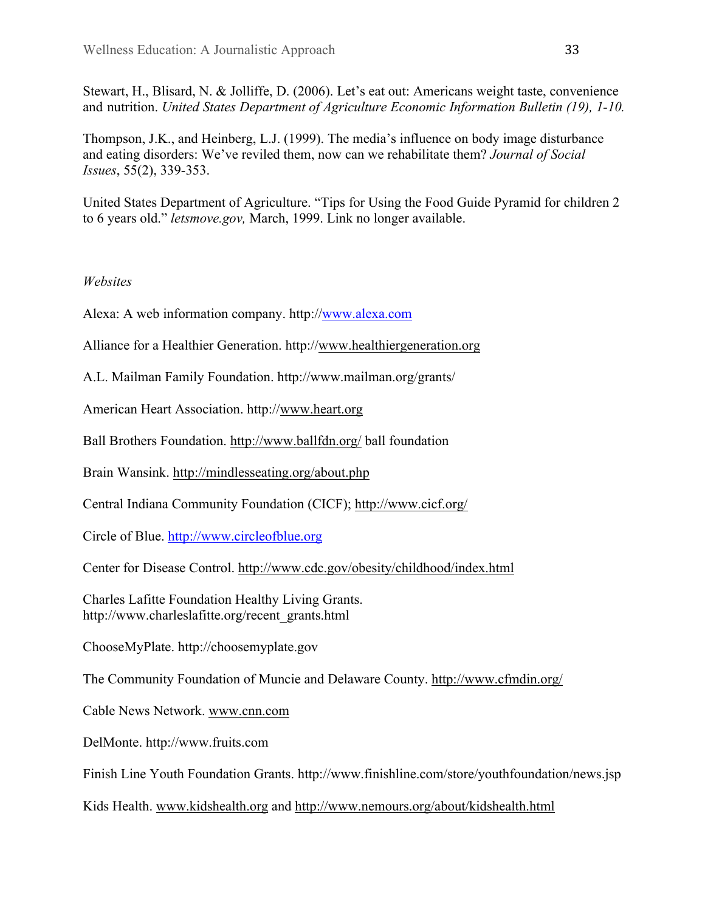Stewart, H., Blisard, N. & Jolliffe, D. (2006). Let's eat out: Americans weight taste, convenience and nutrition. *United States Department of Agriculture Economic Information Bulletin (19), 1-10.*

Thompson, J.K., and Heinberg, L.J. (1999). The media's influence on body image disturbance and eating disorders: We've reviled them, now can we rehabilitate them? *Journal of Social Issues*, 55(2), 339-353.

United States Department of Agriculture. "Tips for Using the Food Guide Pyramid for children 2 to 6 years old." *letsmove.gov,* March, 1999. Link no longer available.

*Websites*

Alexa: A web information company. http://www.alexa.com

Alliance for a Healthier Generation. http://www.healthiergeneration.org

A.L. Mailman Family Foundation. http://www.mailman.org/grants/

American Heart Association. http://www.heart.org

Ball Brothers Foundation. http://www.ballfdn.org/ ball foundation

Brain Wansink. http://mindlesseating.org/about.php

Central Indiana Community Foundation (CICF); http://www.cicf.org/

Circle of Blue. http://www.circleofblue.org

Center for Disease Control. http://www.cdc.gov/obesity/childhood/index.html

Charles Lafitte Foundation Healthy Living Grants. http://www.charleslafitte.org/recent_grants.html

ChooseMyPlate. http://choosemyplate.gov

The Community Foundation of Muncie and Delaware County. http://www.cfmdin.org/

Cable News Network. www.cnn.com

DelMonte. http://www.fruits.com

Finish Line Youth Foundation Grants. http://www.finishline.com/store/youthfoundation/news.jsp

Kids Health. www.kidshealth.org and http://www.nemours.org/about/kidshealth.html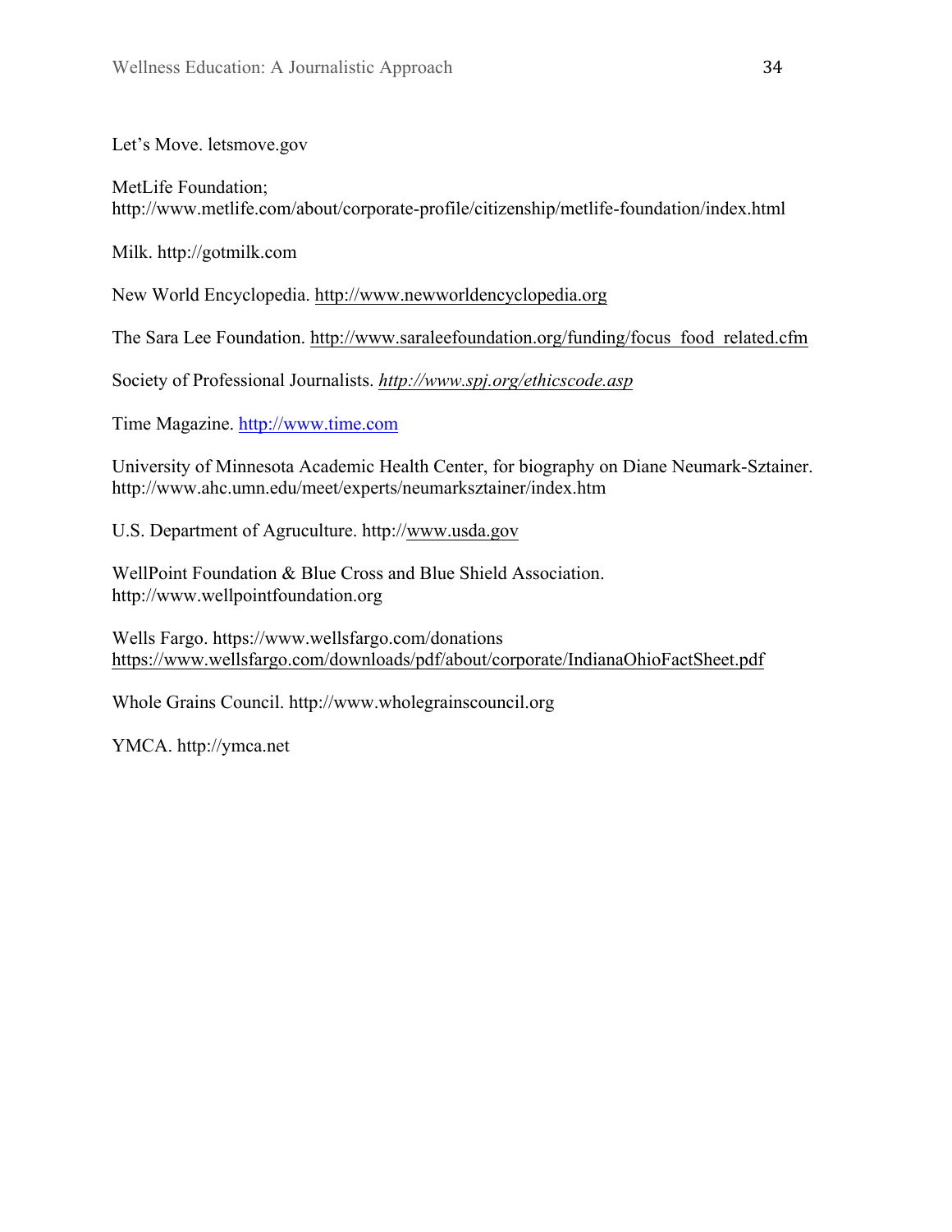Let's Move. letsmove.gov

MetLife Foundation;
http://www.metlife.com/about/corporate-profile/citizenship/metlife-foundation/index.html

Milk. http://gotmilk.com

New World Encyclopedia. http://www.newworldencyclopedia.org

The Sara Lee Foundation. http://www.saraleefoundation.org/funding/focus_food_related.cfm

Society of Professional Journalists. *http://www.spj.org/ethicscode.asp*

Time Magazine. http://www.time.com

University of Minnesota Academic Health Center, for biography on Diane Neumark-Sztainer.
http://www.ahc.umn.edu/meet/experts/neumarksztainer/index.htm

U.S. Department of Agruculture. http://www.usda.gov

WellPoint Foundation & Blue Cross and Blue Shield Association.
http://www.wellpointfoundation.org

Wells Fargo. https://www.wellsfargo.com/donations
https://www.wellsfargo.com/downloads/pdf/about/corporate/IndianaOhioFactSheet.pdf

Whole Grains Council. http://www.wholegrainscouncil.org

YMCA. http://ymca.net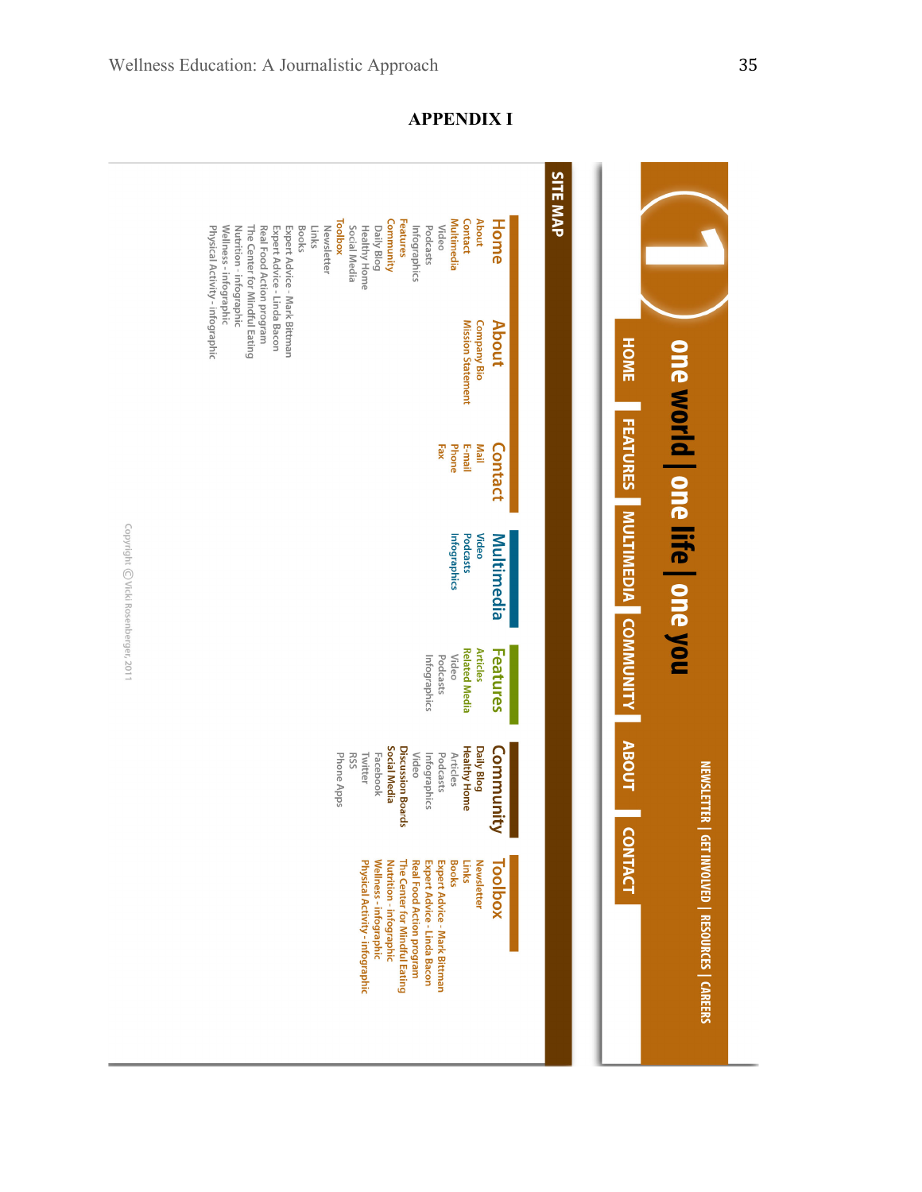# APPENDIX I

NEWSLETTER | GET INVOLVED | RESOURCES | CAREERS

1

one world | one life | one you

HOME | FEATURES | MULTIMEDIA | COMMUNITY | ABOUT | CONTACT

## SITE MAP

**Home**

- About
- Contact
- Multimedia
  - Video
  - Podcasts
  - Infographics
- Features
- Community
  - Daily Blog
  - Healthy Home
  - Social Media
- Toolbox
  - Newsletter
  - Links
  - Books
  - Expert Advice - Mark Bittman
  - Expert Advice - Linda Bacon
  - Real Food Action program
  - The Center for Mindful Eating
  - Nutrition - infographic
  - Wellness - infographic
  - Physical Activity - infographic

**About**

- Company Bio
- Mission Statement

**Contact**

- Mail
- E-mail
- Phone
- Fax

**Multimedia**

- Video
- Podcasts
- Infographics

**Features**

- Articles
- Related Media
  - Video
  - Podcasts
  - Infographics

**Community**

- Daily Blog
- Healthy Home
  - Articles
  - Podcasts
  - Infographics
  - Video
- Discussion Boards
- Social Media
  - Facebook
  - Twitter
  - RSS
  - Phone Apps

**Toolbox**

- Newsletter
- Links
- Books
- Expert Advice - Mark Bittman
- Expert Advice - Linda Bacon
- Real Food Action program
- The Center for Mindful Eating
- Nutrition - infographic
- Wellness - infographic
- Physical Activity - infographic

Copyright © Vicki Rosenberger, 2011